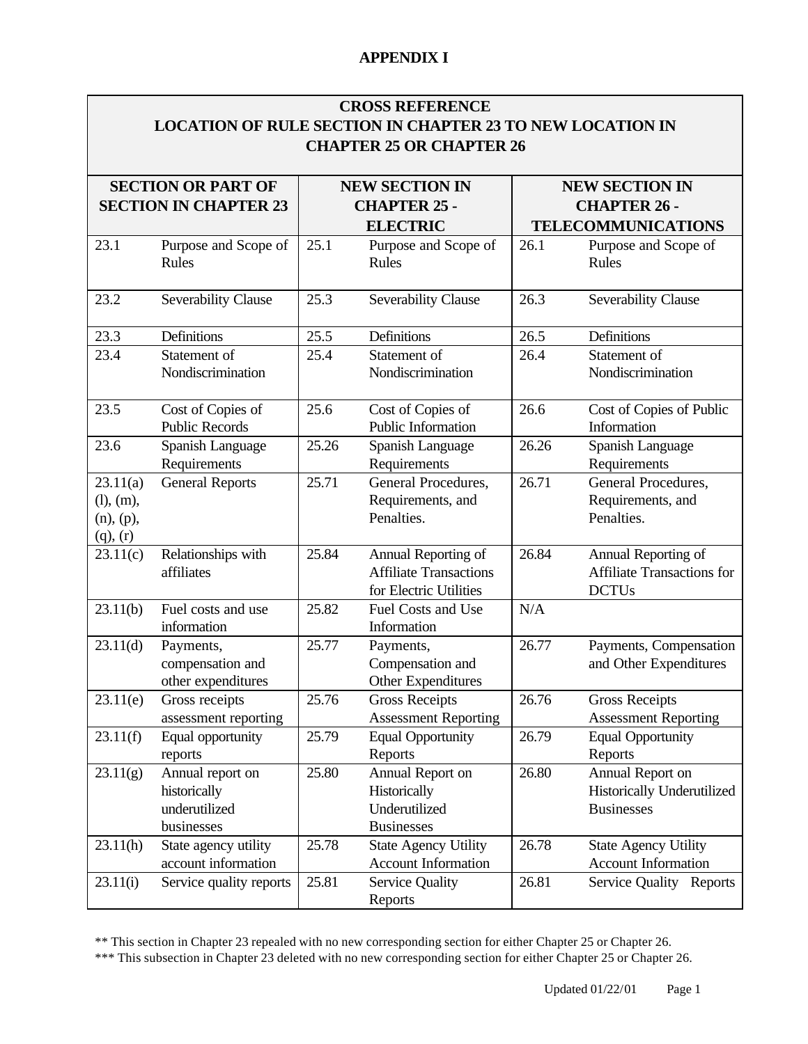# APPENDIX I

| CROSS REFERENCE LOCATION OF RULE SECTION IN CHAPTER 23 TO NEW LOCATION IN CHAPTER 25 OR CHAPTER 26 | | | | | |
|---|---|---|---|---|---|
| **SECTION OR PART OF SECTION IN CHAPTER 23** | | **NEW SECTION IN CHAPTER 25 - ELECTRIC** | | **NEW SECTION IN CHAPTER 26 - TELECOMMUNICATIONS** | |
| 23.1 | Purpose and Scope of Rules | 25.1 | Purpose and Scope of Rules | 26.1 | Purpose and Scope of Rules |
| 23.2 | Severability Clause | 25.3 | Severability Clause | 26.3 | Severability Clause |
| 23.3 | Definitions | 25.5 | Definitions | 26.5 | Definitions |
| 23.4 | Statement of Nondiscrimination | 25.4 | Statement of Nondiscrimination | 26.4 | Statement of Nondiscrimination |
| 23.5 | Cost of Copies of Public Records | 25.6 | Cost of Copies of Public Information | 26.6 | Cost of Copies of Public Information |
| 23.6 | Spanish Language Requirements | 25.26 | Spanish Language Requirements | 26.26 | Spanish Language Requirements |
| 23.11(a) (l), (m), (n), (p), (q), (r) | General Reports | 25.71 | General Procedures, Requirements, and Penalties. | 26.71 | General Procedures, Requirements, and Penalties. |
| 23.11(c) | Relationships with affiliates | 25.84 | Annual Reporting of Affiliate Transactions for Electric Utilities | 26.84 | Annual Reporting of Affiliate Transactions for DCTUs |
| 23.11(b) | Fuel costs and use information | 25.82 | Fuel Costs and Use Information | N/A | |
| 23.11(d) | Payments, compensation and other expenditures | 25.77 | Payments, Compensation and Other Expenditures | 26.77 | Payments, Compensation and Other Expenditures |
| 23.11(e) | Gross receipts assessment reporting | 25.76 | Gross Receipts Assessment Reporting | 26.76 | Gross Receipts Assessment Reporting |
| 23.11(f) | Equal opportunity reports | 25.79 | Equal Opportunity Reports | 26.79 | Equal Opportunity Reports |
| 23.11(g) | Annual report on historically underutilized businesses | 25.80 | Annual Report on Historically Underutilized Businesses | 26.80 | Annual Report on Historically Underutilized Businesses |
| 23.11(h) | State agency utility account information | 25.78 | State Agency Utility Account Information | 26.78 | State Agency Utility Account Information |
| 23.11(i) | Service quality reports | 25.81 | Service Quality Reports | 26.81 | Service Quality Reports |

** This section in Chapter 23 repealed with no new corresponding section for either Chapter 25 or Chapter 26.

*** This subsection in Chapter 23 deleted with no new corresponding section for either Chapter 25 or Chapter 26.

Updated 01/22/01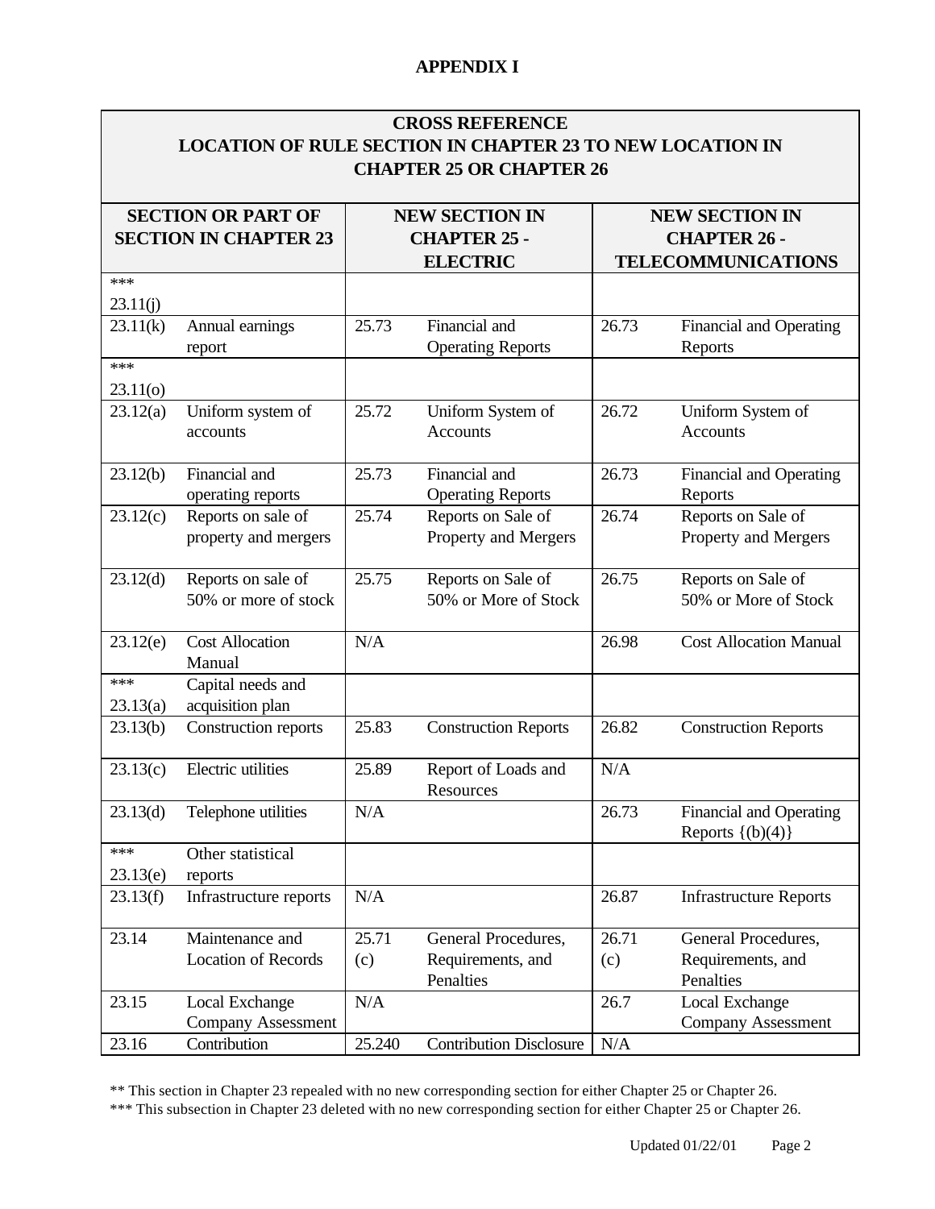## APPENDIX I

| CROSS REFERENCE LOCATION OF RULE SECTION IN CHAPTER 23 TO NEW LOCATION IN CHAPTER 25 OR CHAPTER 26 | | | | | |
|---|---|---|---|---|---|
| **SECTION OR PART OF SECTION IN CHAPTER 23** | | **NEW SECTION IN CHAPTER 25 - ELECTRIC** | | **NEW SECTION IN CHAPTER 26 - TELECOMMUNICATIONS** | |
| *** 23.11(j) | | | | | |
| 23.11(k) | Annual earnings report | 25.73 | Financial and Operating Reports | 26.73 | Financial and Operating Reports |
| *** 23.11(o) | | | | | |
| 23.12(a) | Uniform system of accounts | 25.72 | Uniform System of Accounts | 26.72 | Uniform System of Accounts |
| 23.12(b) | Financial and operating reports | 25.73 | Financial and Operating Reports | 26.73 | Financial and Operating Reports |
| 23.12(c) | Reports on sale of property and mergers | 25.74 | Reports on Sale of Property and Mergers | 26.74 | Reports on Sale of Property and Mergers |
| 23.12(d) | Reports on sale of 50% or more of stock | 25.75 | Reports on Sale of 50% or More of Stock | 26.75 | Reports on Sale of 50% or More of Stock |
| 23.12(e) | Cost Allocation Manual | N/A | | 26.98 | Cost Allocation Manual |
| *** 23.13(a) | Capital needs and acquisition plan | | | | |
| 23.13(b) | Construction reports | 25.83 | Construction Reports | 26.82 | Construction Reports |
| 23.13(c) | Electric utilities | 25.89 | Report of Loads and Resources | N/A | |
| 23.13(d) | Telephone utilities | N/A | | 26.73 | Financial and Operating Reports {(b)(4)} |
| *** 23.13(e) | Other statistical reports | | | | |
| 23.13(f) | Infrastructure reports | N/A | | 26.87 | Infrastructure Reports |
| 23.14 | Maintenance and Location of Records | 25.71 (c) | General Procedures, Requirements, and Penalties | 26.71 (c) | General Procedures, Requirements, and Penalties |
| 23.15 | Local Exchange Company Assessment | N/A | | 26.7 | Local Exchange Company Assessment |
| 23.16 | Contribution | 25.240 | Contribution Disclosure | N/A | |

** This section in Chapter 23 repealed with no new corresponding section for either Chapter 25 or Chapter 26.

*** This subsection in Chapter 23 deleted with no new corresponding section for either Chapter 25 or Chapter 26.

Updated 01/22/01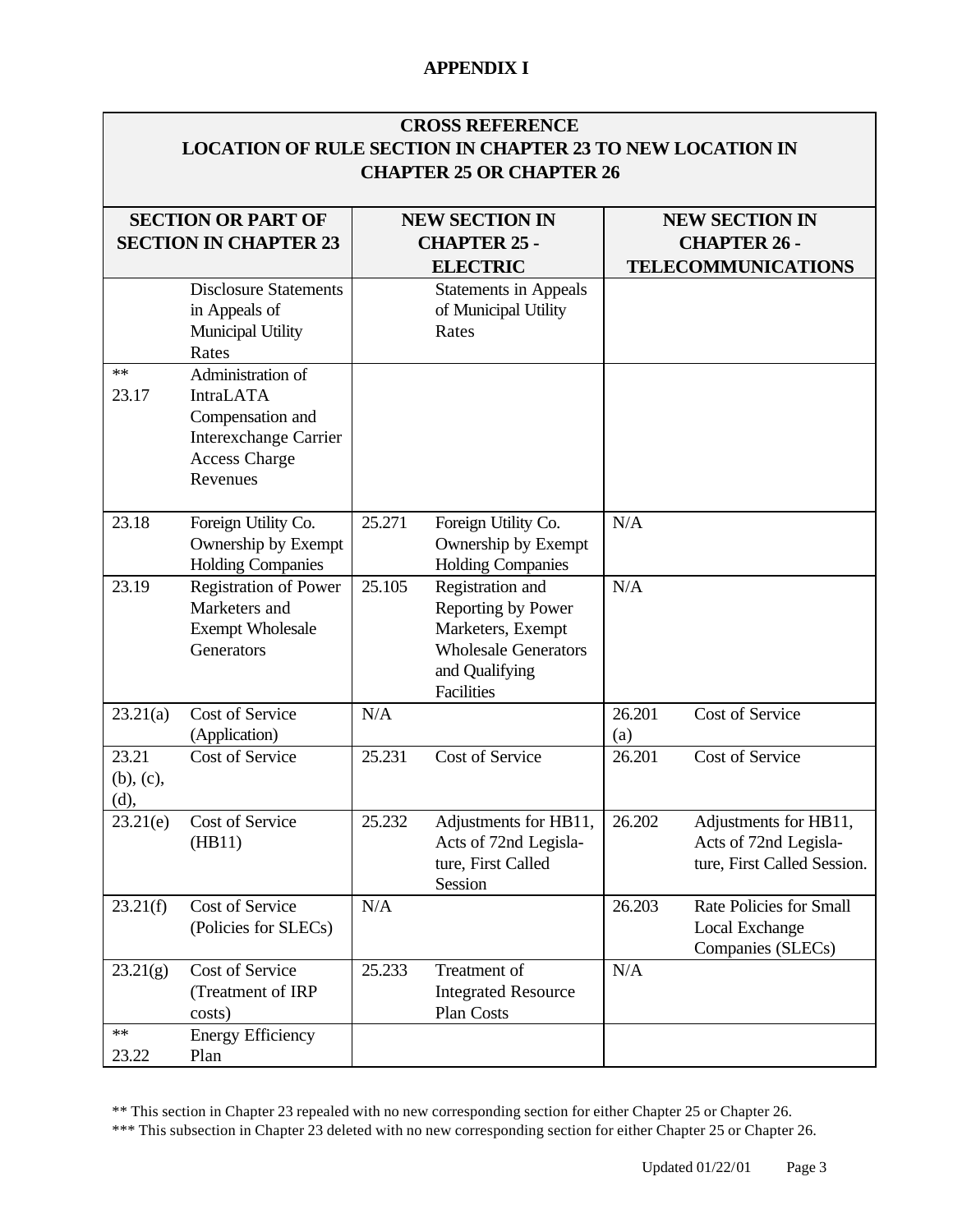**APPENDIX I**

| CROSS REFERENCE<br>LOCATION OF RULE SECTION IN CHAPTER 23 TO NEW LOCATION IN CHAPTER 25 OR CHAPTER 26 | | | | | |
|---|---|---|---|---|---|
| **SECTION OR PART OF SECTION IN CHAPTER 23** | | **NEW SECTION IN CHAPTER 25 - ELECTRIC** | | **NEW SECTION IN CHAPTER 26 - TELECOMMUNICATIONS** | |
| | Disclosure Statements in Appeals of Municipal Utility Rates | | Statements in Appeals of Municipal Utility Rates | | |
| ** 23.17 | Administration of IntraLATA Compensation and Interexchange Carrier Access Charge Revenues | | | | |
| 23.18 | Foreign Utility Co. Ownership by Exempt Holding Companies | 25.271 | Foreign Utility Co. Ownership by Exempt Holding Companies | N/A | |
| 23.19 | Registration of Power Marketers and Exempt Wholesale Generators | 25.105 | Registration and Reporting by Power Marketers, Exempt Wholesale Generators and Qualifying Facilities | N/A | |
| 23.21(a) | Cost of Service (Application) | N/A | | 26.201 (a) | Cost of Service |
| 23.21 (b), (c), (d), | Cost of Service | 25.231 | Cost of Service | 26.201 | Cost of Service |
| 23.21(e) | Cost of Service (HB11) | 25.232 | Adjustments for HB11, Acts of 72nd Legisla-ture, First Called Session | 26.202 | Adjustments for HB11, Acts of 72nd Legisla-ture, First Called Session. |
| 23.21(f) | Cost of Service (Policies for SLECs) | N/A | | 26.203 | Rate Policies for Small Local Exchange Companies (SLECs) |
| 23.21(g) | Cost of Service (Treatment of IRP costs) | 25.233 | Treatment of Integrated Resource Plan Costs | N/A | |
| ** 23.22 | Energy Efficiency Plan | | | | |

** This section in Chapter 23 repealed with no new corresponding section for either Chapter 25 or Chapter 26.

*** This subsection in Chapter 23 deleted with no new corresponding section for either Chapter 25 or Chapter 26.

Updated 01/22/01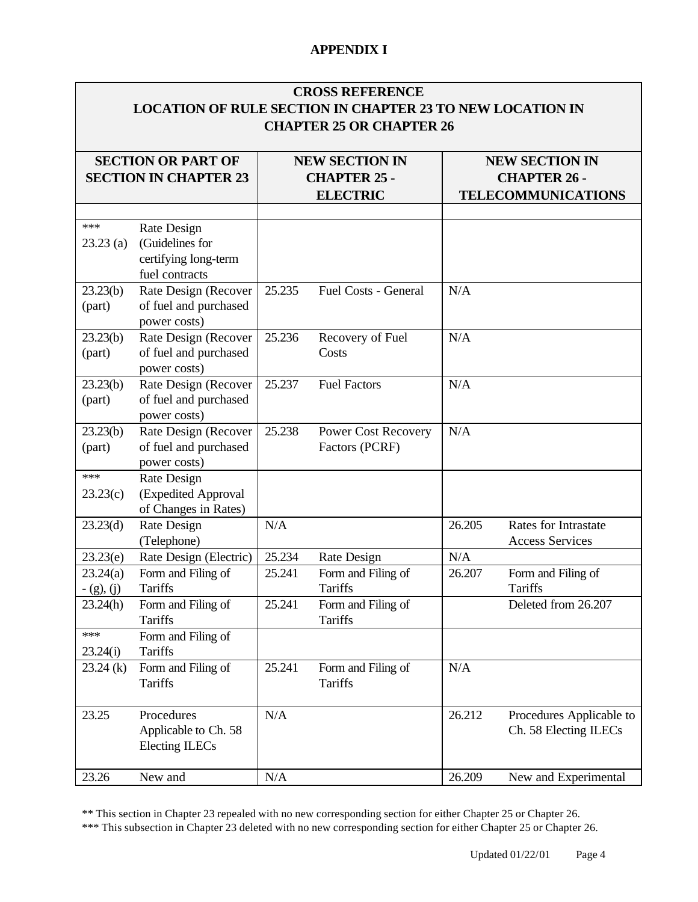**APPENDIX I**

| CROSS REFERENCE<br>LOCATION OF RULE SECTION IN CHAPTER 23 TO NEW LOCATION IN CHAPTER 25 OR CHAPTER 26 | | | | | |
|---|---|---|---|---|---|
| **SECTION OR PART OF SECTION IN CHAPTER 23** | | **NEW SECTION IN CHAPTER 25 - ELECTRIC** | | **NEW SECTION IN CHAPTER 26 - TELECOMMUNICATIONS** | |
| | | | | | |
| *** 23.23 (a) | Rate Design (Guidelines for certifying long-term fuel contracts | | | | |
| 23.23(b) (part) | Rate Design (Recover of fuel and purchased power costs) | 25.235 | Fuel Costs - General | N/A | |
| 23.23(b) (part) | Rate Design (Recover of fuel and purchased power costs) | 25.236 | Recovery of Fuel Costs | N/A | |
| 23.23(b) (part) | Rate Design (Recover of fuel and purchased power costs) | 25.237 | Fuel Factors | N/A | |
| 23.23(b) (part) | Rate Design (Recover of fuel and purchased power costs) | 25.238 | Power Cost Recovery Factors (PCRF) | N/A | |
| *** 23.23(c) | Rate Design (Expedited Approval of Changes in Rates) | | | | |
| 23.23(d) | Rate Design (Telephone) | N/A | | 26.205 | Rates for Intrastate Access Services |
| 23.23(e) | Rate Design (Electric) | 25.234 | Rate Design | N/A | |
| 23.24(a) - (g), (j) | Form and Filing of Tariffs | 25.241 | Form and Filing of Tariffs | 26.207 | Form and Filing of Tariffs |
| 23.24(h) | Form and Filing of Tariffs | 25.241 | Form and Filing of Tariffs | | Deleted from 26.207 |
| *** 23.24(i) | Form and Filing of Tariffs | | | | |
| 23.24 (k) | Form and Filing of Tariffs | 25.241 | Form and Filing of Tariffs | N/A | |
| 23.25 | Procedures Applicable to Ch. 58 Electing ILECs | N/A | | 26.212 | Procedures Applicable to Ch. 58 Electing ILECs |
| 23.26 | New and | N/A | | 26.209 | New and Experimental |

** This section in Chapter 23 repealed with no new corresponding section for either Chapter 25 or Chapter 26.

*** This subsection in Chapter 23 deleted with no new corresponding section for either Chapter 25 or Chapter 26.

Updated 01/22/01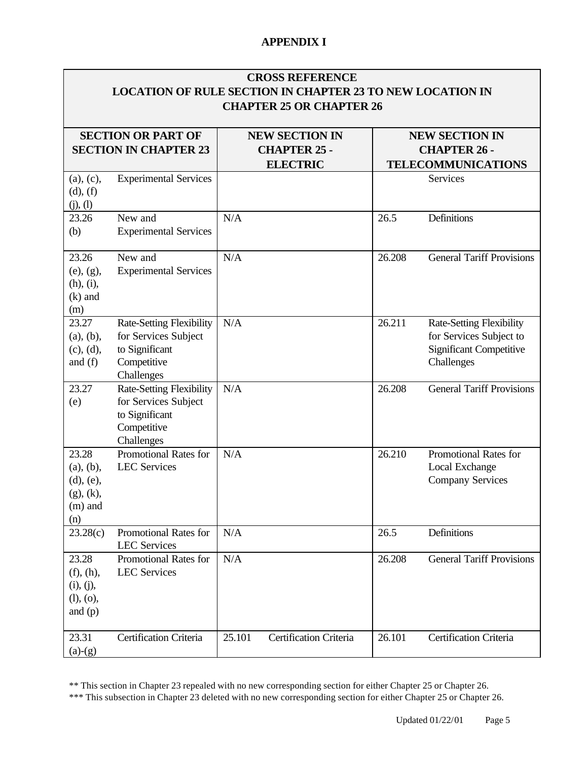**APPENDIX I**

| CROSS REFERENCE LOCATION OF RULE SECTION IN CHAPTER 23 TO NEW LOCATION IN CHAPTER 25 OR CHAPTER 26 | | | | | |
|---|---|---|---|---|---|
| **SECTION OR PART OF SECTION IN CHAPTER 23** | | **NEW SECTION IN CHAPTER 25 - ELECTRIC** | | **NEW SECTION IN CHAPTER 26 - TELECOMMUNICATIONS** | |
| (a), (c), (d), (f) (j), (l) | Experimental Services | | | | Services |
| 23.26 (b) | New and Experimental Services | N/A | | 26.5 | Definitions |
| 23.26 (e), (g), (h), (i), (k) and (m) | New and Experimental Services | N/A | | 26.208 | General Tariff Provisions |
| 23.27 (a), (b), (c), (d), and (f) | Rate-Setting Flexibility for Services Subject to Significant Competitive Challenges | N/A | | 26.211 | Rate-Setting Flexibility for Services Subject to Significant Competitive Challenges |
| 23.27 (e) | Rate-Setting Flexibility for Services Subject to Significant Competitive Challenges | N/A | | 26.208 | General Tariff Provisions |
| 23.28 (a), (b), (d), (e), (g), (k), (m) and (n) | Promotional Rates for LEC Services | N/A | | 26.210 | Promotional Rates for Local Exchange Company Services |
| 23.28(c) | Promotional Rates for LEC Services | N/A | | 26.5 | Definitions |
| 23.28 (f), (h), (i), (j), (l), (o), and (p) | Promotional Rates for LEC Services | N/A | | 26.208 | General Tariff Provisions |
| 23.31 (a)-(g) | Certification Criteria | 25.101 | Certification Criteria | 26.101 | Certification Criteria |

** This section in Chapter 23 repealed with no new corresponding section for either Chapter 25 or Chapter 26.

*** This subsection in Chapter 23 deleted with no new corresponding section for either Chapter 25 or Chapter 26.

Updated 01/22/01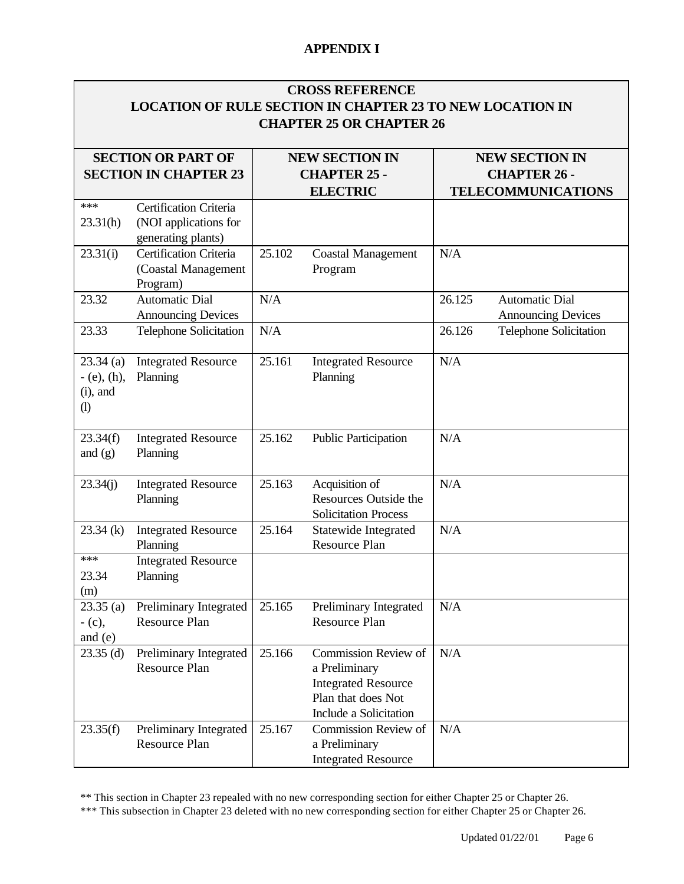## APPENDIX I

| CROSS REFERENCE LOCATION OF RULE SECTION IN CHAPTER 23 TO NEW LOCATION IN CHAPTER 25 OR CHAPTER 26 | | | | | |
|---|---|---|---|---|---|
| **SECTION OR PART OF SECTION IN CHAPTER 23** | | **NEW SECTION IN CHAPTER 25 - ELECTRIC** | | **NEW SECTION IN CHAPTER 26 - TELECOMMUNICATIONS** | |
| *** 23.31(h) | Certification Criteria (NOI applications for generating plants) | | | | |
| 23.31(i) | Certification Criteria (Coastal Management Program) | 25.102 | Coastal Management Program | N/A | |
| 23.32 | Automatic Dial Announcing Devices | N/A | | 26.125 | Automatic Dial Announcing Devices |
| 23.33 | Telephone Solicitation | N/A | | 26.126 | Telephone Solicitation |
| 23.34 (a) - (e), (h), (i), and (l) | Integrated Resource Planning | 25.161 | Integrated Resource Planning | N/A | |
| 23.34(f) and (g) | Integrated Resource Planning | 25.162 | Public Participation | N/A | |
| 23.34(j) | Integrated Resource Planning | 25.163 | Acquisition of Resources Outside the Solicitation Process | N/A | |
| 23.34 (k) | Integrated Resource Planning | 25.164 | Statewide Integrated Resource Plan | N/A | |
| *** 23.34 (m) | Integrated Resource Planning | | | | |
| 23.35 (a) - (c), and (e) | Preliminary Integrated Resource Plan | 25.165 | Preliminary Integrated Resource Plan | N/A | |
| 23.35 (d) | Preliminary Integrated Resource Plan | 25.166 | Commission Review of a Preliminary Integrated Resource Plan that does Not Include a Solicitation | N/A | |
| 23.35(f) | Preliminary Integrated Resource Plan | 25.167 | Commission Review of a Preliminary Integrated Resource | N/A | |

** This section in Chapter 23 repealed with no new corresponding section for either Chapter 25 or Chapter 26.

*** This subsection in Chapter 23 deleted with no new corresponding section for either Chapter 25 or Chapter 26.

Updated 01/22/01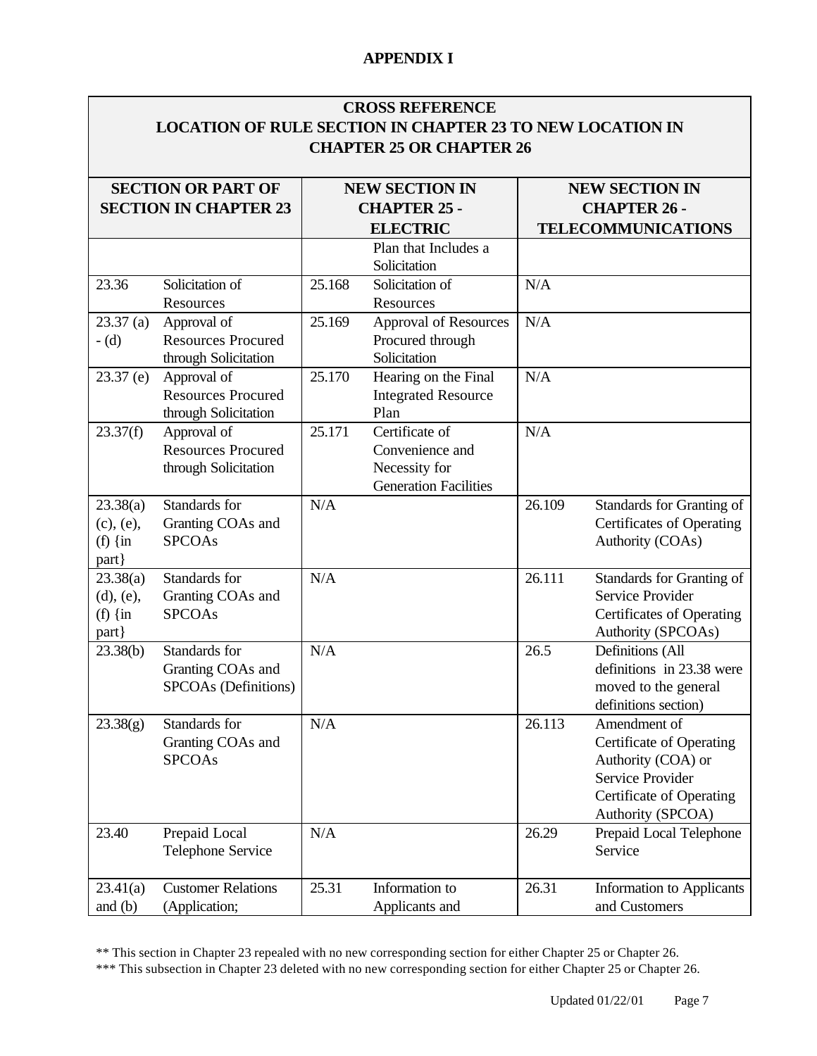## APPENDIX I

| CROSS REFERENCE LOCATION OF RULE SECTION IN CHAPTER 23 TO NEW LOCATION IN CHAPTER 25 OR CHAPTER 26 | | | | | |
|---|---|---|---|---|---|
| **SECTION OR PART OF SECTION IN CHAPTER 23** | | **NEW SECTION IN CHAPTER 25 - ELECTRIC** | | **NEW SECTION IN CHAPTER 26 - TELECOMMUNICATIONS** | |
| | | | Plan that Includes a Solicitation | | |
| 23.36 | Solicitation of Resources | 25.168 | Solicitation of Resources | N/A | |
| 23.37 (a) - (d) | Approval of Resources Procured through Solicitation | 25.169 | Approval of Resources Procured through Solicitation | N/A | |
| 23.37 (e) | Approval of Resources Procured through Solicitation | 25.170 | Hearing on the Final Integrated Resource Plan | N/A | |
| 23.37(f) | Approval of Resources Procured through Solicitation | 25.171 | Certificate of Convenience and Necessity for Generation Facilities | N/A | |
| 23.38(a) (c), (e), (f) {in part} | Standards for Granting COAs and SPCOAs | N/A | | 26.109 | Standards for Granting of Certificates of Operating Authority (COAs) |
| 23.38(a) (d), (e), (f) {in part} | Standards for Granting COAs and SPCOAs | N/A | | 26.111 | Standards for Granting of Service Provider Certificates of Operating Authority (SPCOAs) |
| 23.38(b) | Standards for Granting COAs and SPCOAs (Definitions) | N/A | | 26.5 | Definitions (All definitions in 23.38 were moved to the general definitions section) |
| 23.38(g) | Standards for Granting COAs and SPCOAs | N/A | | 26.113 | Amendment of Certificate of Operating Authority (COA) or Service Provider Certificate of Operating Authority (SPCOA) |
| 23.40 | Prepaid Local Telephone Service | N/A | | 26.29 | Prepaid Local Telephone Service |
| 23.41(a) and (b) | Customer Relations (Application; | 25.31 | Information to Applicants and | 26.31 | Information to Applicants and Customers |

** This section in Chapter 23 repealed with no new corresponding section for either Chapter 25 or Chapter 26.

*** This subsection in Chapter 23 deleted with no new corresponding section for either Chapter 25 or Chapter 26.

Updated 01/22/01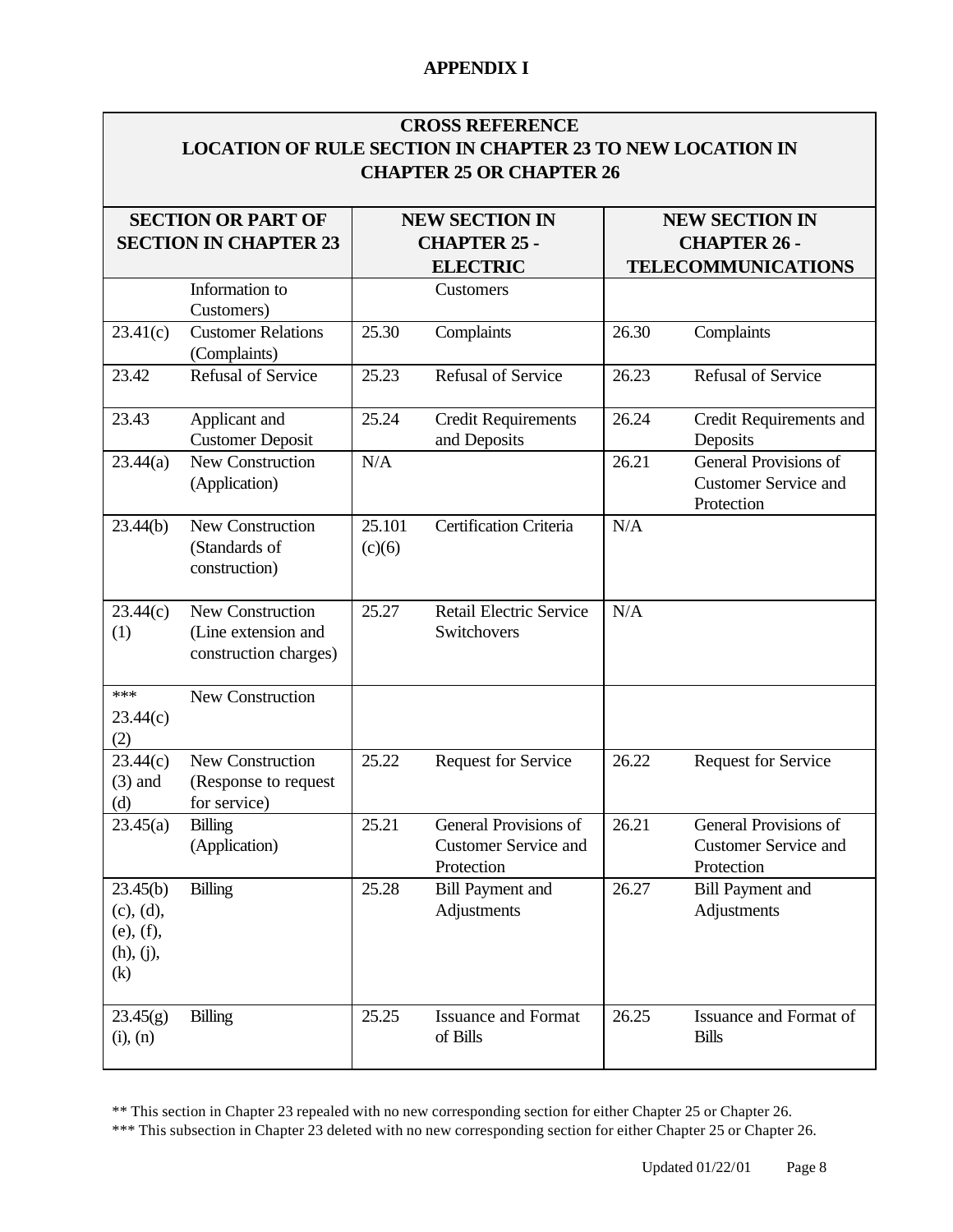## APPENDIX I

| CROSS REFERENCE LOCATION OF RULE SECTION IN CHAPTER 23 TO NEW LOCATION IN CHAPTER 25 OR CHAPTER 26 | | | | | |
|---|---|---|---|---|---|
| **SECTION OR PART OF SECTION IN CHAPTER 23** | | **NEW SECTION IN CHAPTER 25 - ELECTRIC** | | **NEW SECTION IN CHAPTER 26 - TELECOMMUNICATIONS** | |
| | Information to Customers) | | Customers | | |
| 23.41(c) | Customer Relations (Complaints) | 25.30 | Complaints | 26.30 | Complaints |
| 23.42 | Refusal of Service | 25.23 | Refusal of Service | 26.23 | Refusal of Service |
| 23.43 | Applicant and Customer Deposit | 25.24 | Credit Requirements and Deposits | 26.24 | Credit Requirements and Deposits |
| 23.44(a) | New Construction (Application) | N/A | | 26.21 | General Provisions of Customer Service and Protection |
| 23.44(b) | New Construction (Standards of construction) | 25.101 (c)(6) | Certification Criteria | N/A | |
| 23.44(c) (1) | New Construction (Line extension and construction charges) | 25.27 | Retail Electric Service Switchovers | N/A | |
| *** 23.44(c) (2) | New Construction | | | | |
| 23.44(c) (3) and (d) | New Construction (Response to request for service) | 25.22 | Request for Service | 26.22 | Request for Service |
| 23.45(a) | Billing (Application) | 25.21 | General Provisions of Customer Service and Protection | 26.21 | General Provisions of Customer Service and Protection |
| 23.45(b) (c), (d), (e), (f), (h), (j), (k) | Billing | 25.28 | Bill Payment and Adjustments | 26.27 | Bill Payment and Adjustments |
| 23.45(g) (i), (n) | Billing | 25.25 | Issuance and Format of Bills | 26.25 | Issuance and Format of Bills |

** This section in Chapter 23 repealed with no new corresponding section for either Chapter 25 or Chapter 26.

*** This subsection in Chapter 23 deleted with no new corresponding section for either Chapter 25 or Chapter 26.

Updated 01/22/01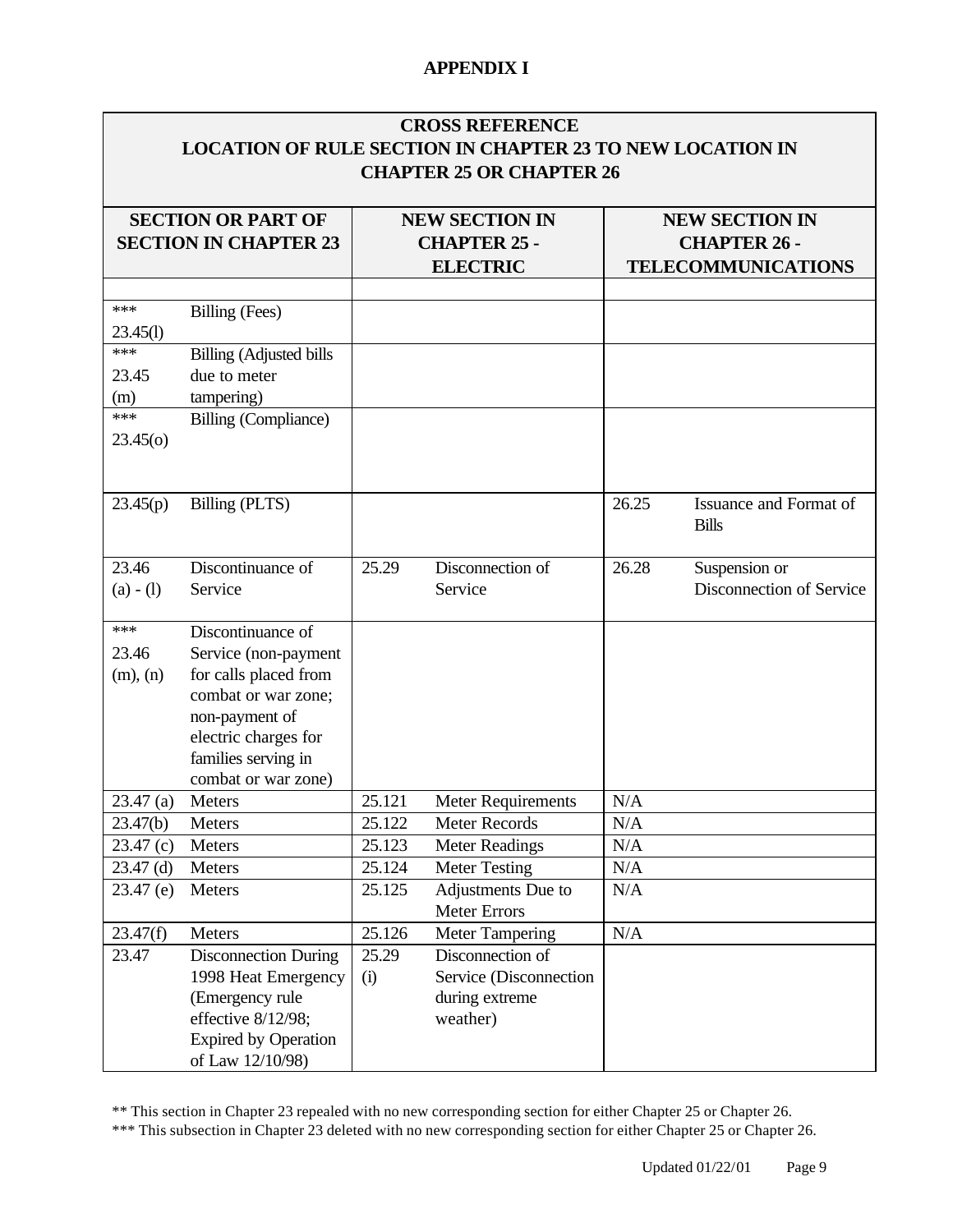## APPENDIX I

| CROSS REFERENCE LOCATION OF RULE SECTION IN CHAPTER 23 TO NEW LOCATION IN CHAPTER 25 OR CHAPTER 26 | | | | | |
|---|---|---|---|---|---|
| **SECTION OR PART OF SECTION IN CHAPTER 23** | | **NEW SECTION IN CHAPTER 25 - ELECTRIC** | | **NEW SECTION IN CHAPTER 26 - TELECOMMUNICATIONS** | |
| | | | | | |
| *** 23.45(l) | Billing (Fees) | | | | |
| *** 23.45 (m) | Billing (Adjusted bills due to meter tampering) | | | | |
| *** 23.45(o) | Billing (Compliance) | | | | |
| 23.45(p) | Billing (PLTS) | | | 26.25 | Issuance and Format of Bills |
| 23.46 (a) - (l) | Discontinuance of Service | 25.29 | Disconnection of Service | 26.28 | Suspension or Disconnection of Service |
| *** 23.46 (m), (n) | Discontinuance of Service (non-payment for calls placed from combat or war zone; non-payment of electric charges for families serving in combat or war zone) | | | | |
| 23.47 (a) | Meters | 25.121 | Meter Requirements | N/A | |
| 23.47(b) | Meters | 25.122 | Meter Records | N/A | |
| 23.47 (c) | Meters | 25.123 | Meter Readings | N/A | |
| 23.47 (d) | Meters | 25.124 | Meter Testing | N/A | |
| 23.47 (e) | Meters | 25.125 | Adjustments Due to Meter Errors | N/A | |
| 23.47(f) | Meters | 25.126 | Meter Tampering | N/A | |
| 23.47 | Disconnection During 1998 Heat Emergency (Emergency rule effective 8/12/98; Expired by Operation of Law 12/10/98) | 25.29 (i) | Disconnection of Service (Disconnection during extreme weather) | | |

** This section in Chapter 23 repealed with no new corresponding section for either Chapter 25 or Chapter 26.

*** This subsection in Chapter 23 deleted with no new corresponding section for either Chapter 25 or Chapter 26.

Updated 01/22/01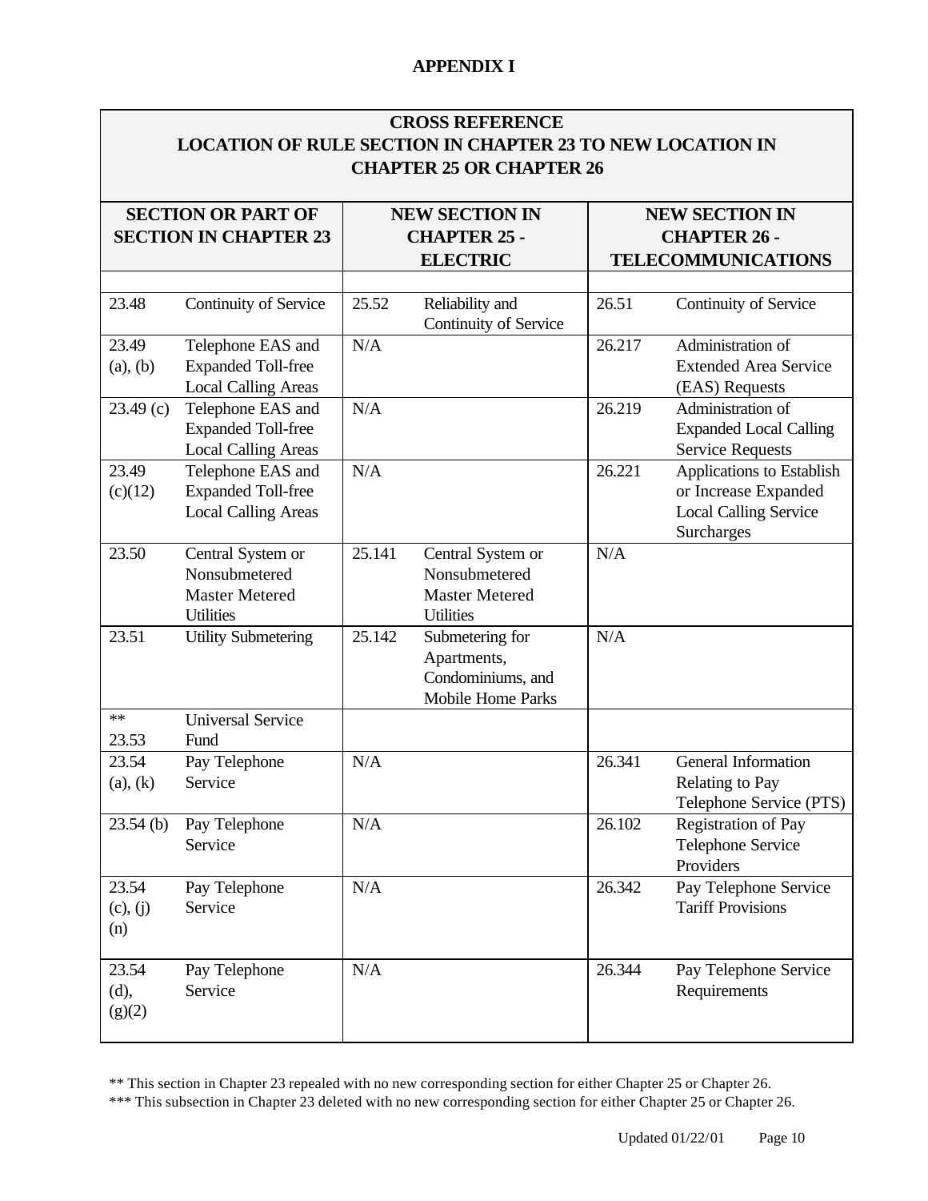## APPENDIX I

| CROSS REFERENCE<br>LOCATION OF RULE SECTION IN CHAPTER 23 TO NEW LOCATION IN CHAPTER 25 OR CHAPTER 26 | | | | | |
|---|---|---|---|---|---|
| **SECTION OR PART OF SECTION IN CHAPTER 23** | | **NEW SECTION IN CHAPTER 25 - ELECTRIC** | | **NEW SECTION IN CHAPTER 26 - TELECOMMUNICATIONS** | |
| 23.48 | Continuity of Service | 25.52 | Reliability and Continuity of Service | 26.51 | Continuity of Service |
| 23.49 (a), (b) | Telephone EAS and Expanded Toll-free Local Calling Areas | N/A | | 26.217 | Administration of Extended Area Service (EAS) Requests |
| 23.49 (c) | Telephone EAS and Expanded Toll-free Local Calling Areas | N/A | | 26.219 | Administration of Expanded Local Calling Service Requests |
| 23.49 (c)(12) | Telephone EAS and Expanded Toll-free Local Calling Areas | N/A | | 26.221 | Applications to Establish or Increase Expanded Local Calling Service Surcharges |
| 23.50 | Central System or Nonsubmetered Master Metered Utilities | 25.141 | Central System or Nonsubmetered Master Metered Utilities | N/A | |
| 23.51 | Utility Submetering | 25.142 | Submetering for Apartments, Condominiums, and Mobile Home Parks | N/A | |
| ** 23.53 | Universal Service Fund | | | | |
| 23.54 (a), (k) | Pay Telephone Service | N/A | | 26.341 | General Information Relating to Pay Telephone Service (PTS) |
| 23.54 (b) | Pay Telephone Service | N/A | | 26.102 | Registration of Pay Telephone Service Providers |
| 23.54 (c), (j) (n) | Pay Telephone Service | N/A | | 26.342 | Pay Telephone Service Tariff Provisions |
| 23.54 (d), (g)(2) | Pay Telephone Service | N/A | | 26.344 | Pay Telephone Service Requirements |

** This section in Chapter 23 repealed with no new corresponding section for either Chapter 25 or Chapter 26.

*** This subsection in Chapter 23 deleted with no new corresponding section for either Chapter 25 or Chapter 26.

Updated 01/22/01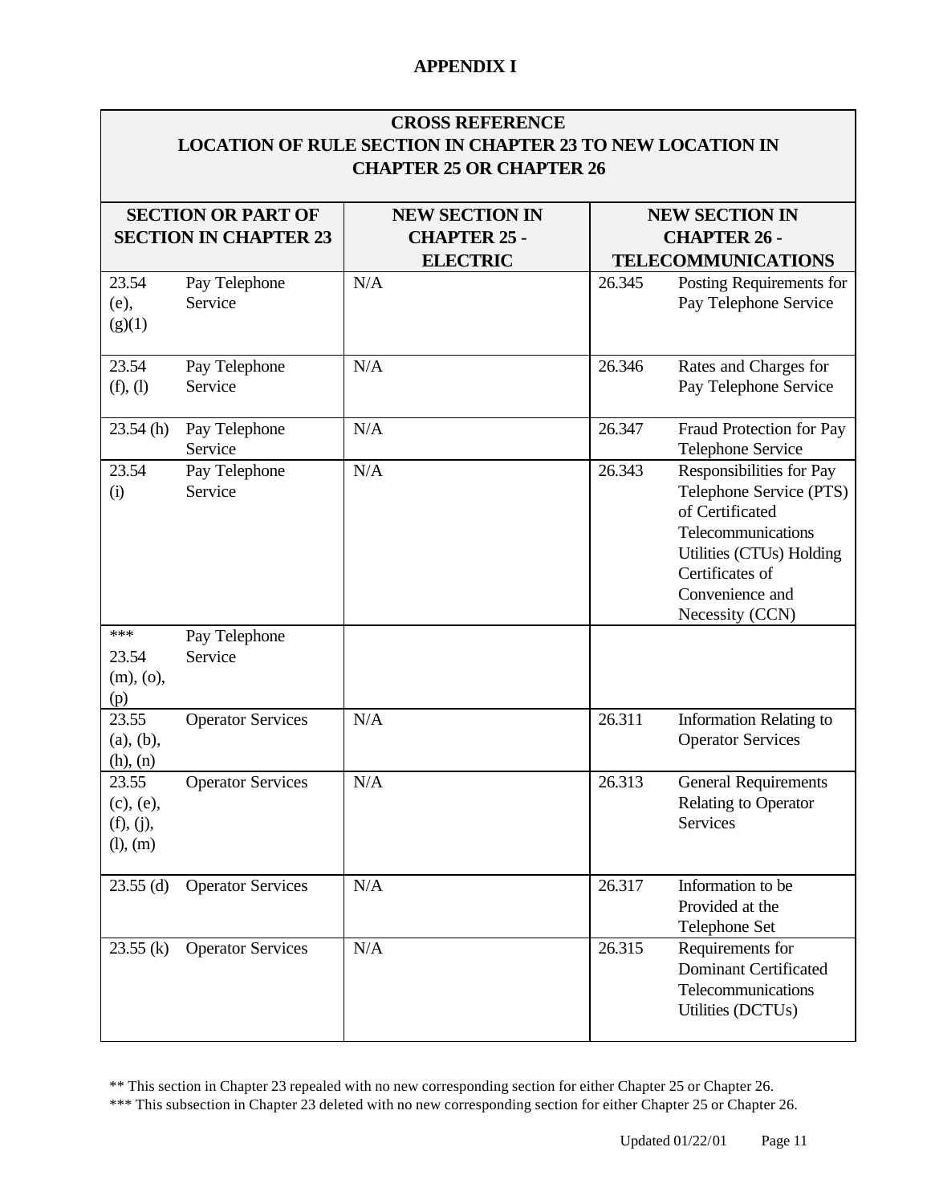**APPENDIX I**

| CROSS REFERENCE LOCATION OF RULE SECTION IN CHAPTER 23 TO NEW LOCATION IN CHAPTER 25 OR CHAPTER 26 | | | | |
|---|---|---|---|---|
| **SECTION OR PART OF SECTION IN CHAPTER 23** | | **NEW SECTION IN CHAPTER 25 - ELECTRIC** | **NEW SECTION IN CHAPTER 26 - TELECOMMUNICATIONS** | |
| 23.54 (e), (g)(1) | Pay Telephone Service | N/A | 26.345 | Posting Requirements for Pay Telephone Service |
| 23.54 (f), (l) | Pay Telephone Service | N/A | 26.346 | Rates and Charges for Pay Telephone Service |
| 23.54 (h) | Pay Telephone Service | N/A | 26.347 | Fraud Protection for Pay Telephone Service |
| 23.54 (i) | Pay Telephone Service | N/A | 26.343 | Responsibilities for Pay Telephone Service (PTS) of Certificated Telecommunications Utilities (CTUs) Holding Certificates of Convenience and Necessity (CCN) |
| *** 23.54 (m), (o), (p) | Pay Telephone Service | | | |
| 23.55 (a), (b), (h), (n) | Operator Services | N/A | 26.311 | Information Relating to Operator Services |
| 23.55 (c), (e), (f), (j), (l), (m) | Operator Services | N/A | 26.313 | General Requirements Relating to Operator Services |
| 23.55 (d) | Operator Services | N/A | 26.317 | Information to be Provided at the Telephone Set |
| 23.55 (k) | Operator Services | N/A | 26.315 | Requirements for Dominant Certificated Telecommunications Utilities (DCTUs) |

** This section in Chapter 23 repealed with no new corresponding section for either Chapter 25 or Chapter 26.

*** This subsection in Chapter 23 deleted with no new corresponding section for either Chapter 25 or Chapter 26.

Updated 01/22/01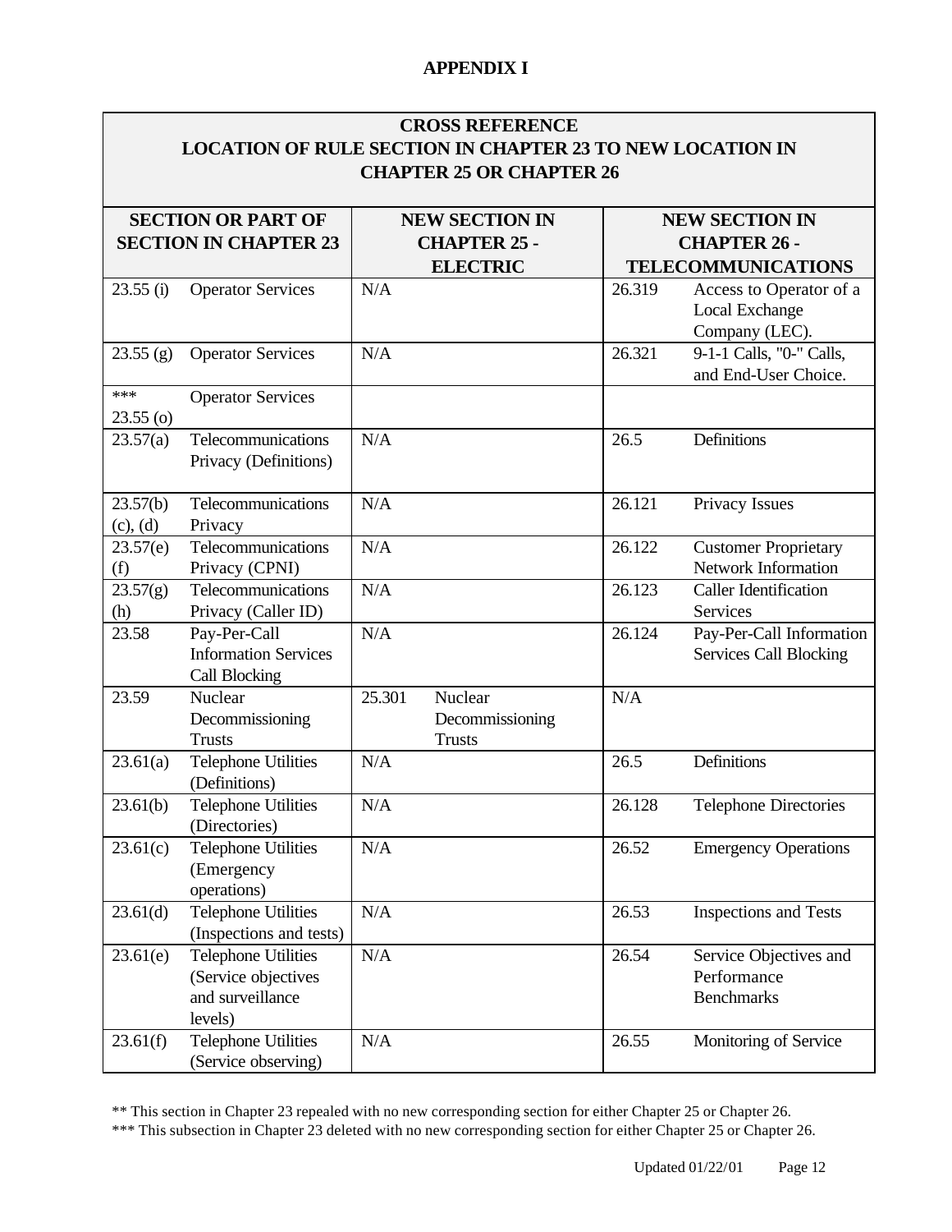## APPENDIX I

| CROSS REFERENCE LOCATION OF RULE SECTION IN CHAPTER 23 TO NEW LOCATION IN CHAPTER 25 OR CHAPTER 26 | | | | | |
|---|---|---|---|---|---|
| **SECTION OR PART OF SECTION IN CHAPTER 23** | | **NEW SECTION IN CHAPTER 25 - ELECTRIC** | | **NEW SECTION IN CHAPTER 26 - TELECOMMUNICATIONS** | |
| 23.55 (i) | Operator Services | N/A | | 26.319 | Access to Operator of a Local Exchange Company (LEC). |
| 23.55 (g) | Operator Services | N/A | | 26.321 | 9-1-1 Calls, "0-" Calls, and End-User Choice. |
| *** 23.55 (o) | Operator Services | | | | |
| 23.57(a) | Telecommunications Privacy (Definitions) | N/A | | 26.5 | Definitions |
| 23.57(b) (c), (d) | Telecommunications Privacy | N/A | | 26.121 | Privacy Issues |
| 23.57(e) (f) | Telecommunications Privacy (CPNI) | N/A | | 26.122 | Customer Proprietary Network Information |
| 23.57(g) (h) | Telecommunications Privacy (Caller ID) | N/A | | 26.123 | Caller Identification Services |
| 23.58 | Pay-Per-Call Information Services Call Blocking | N/A | | 26.124 | Pay-Per-Call Information Services Call Blocking |
| 23.59 | Nuclear Decommissioning Trusts | 25.301 | Nuclear Decommissioning Trusts | N/A | |
| 23.61(a) | Telephone Utilities (Definitions) | N/A | | 26.5 | Definitions |
| 23.61(b) | Telephone Utilities (Directories) | N/A | | 26.128 | Telephone Directories |
| 23.61(c) | Telephone Utilities (Emergency operations) | N/A | | 26.52 | Emergency Operations |
| 23.61(d) | Telephone Utilities (Inspections and tests) | N/A | | 26.53 | Inspections and Tests |
| 23.61(e) | Telephone Utilities (Service objectives and surveillance levels) | N/A | | 26.54 | Service Objectives and Performance Benchmarks |
| 23.61(f) | Telephone Utilities (Service observing) | N/A | | 26.55 | Monitoring of Service |

** This section in Chapter 23 repealed with no new corresponding section for either Chapter 25 or Chapter 26.

*** This subsection in Chapter 23 deleted with no new corresponding section for either Chapter 25 or Chapter 26.

Updated 01/22/01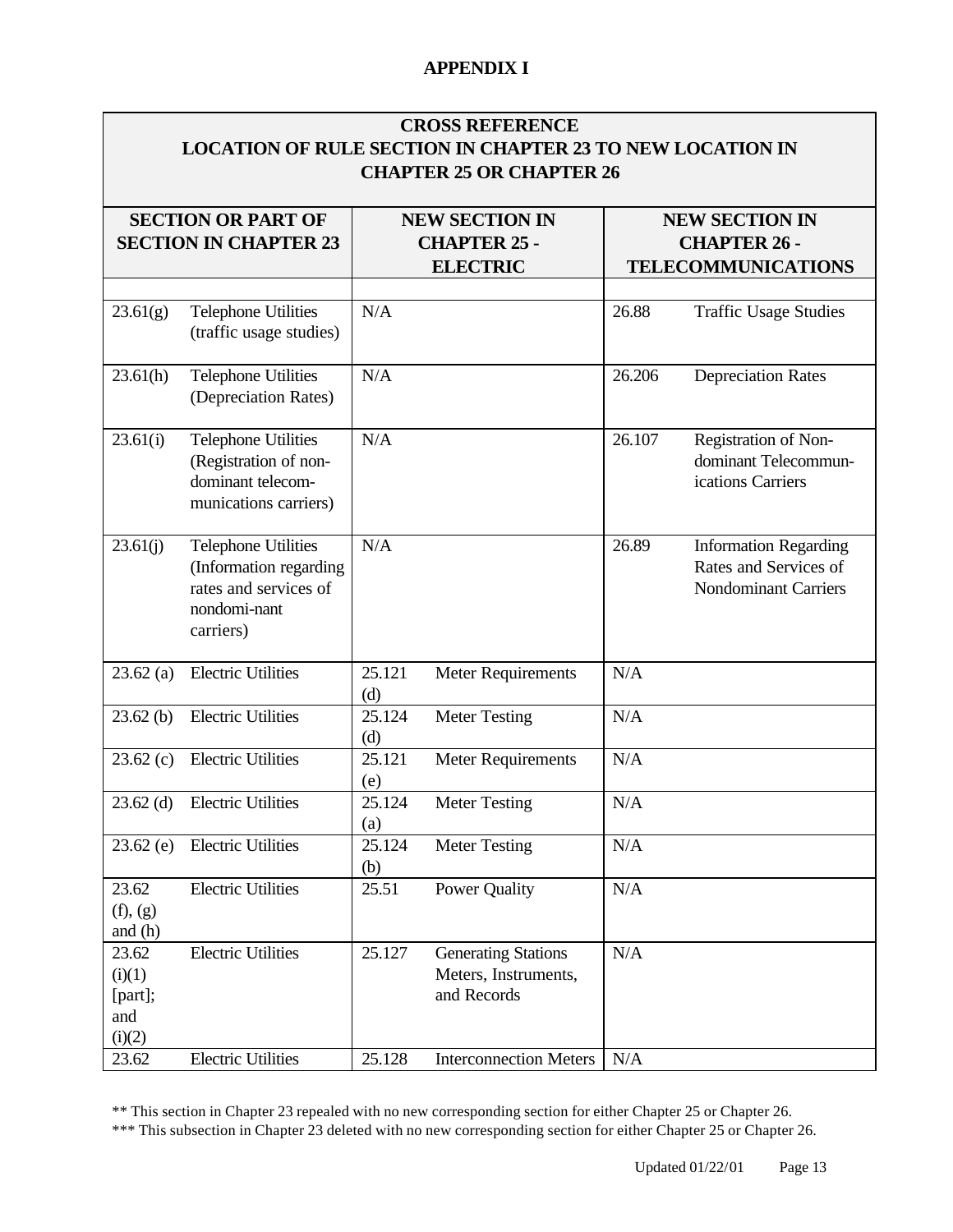## APPENDIX I

| CROSS REFERENCE<br>LOCATION OF RULE SECTION IN CHAPTER 23 TO NEW LOCATION IN CHAPTER 25 OR CHAPTER 26 | | | | | |
|---|---|---|---|---|---|
| **SECTION OR PART OF SECTION IN CHAPTER 23** | | **NEW SECTION IN CHAPTER 25 - ELECTRIC** | | **NEW SECTION IN CHAPTER 26 - TELECOMMUNICATIONS** | |
| 23.61(g) | Telephone Utilities (traffic usage studies) | N/A | | 26.88 | Traffic Usage Studies |
| 23.61(h) | Telephone Utilities (Depreciation Rates) | N/A | | 26.206 | Depreciation Rates |
| 23.61(i) | Telephone Utilities (Registration of non-dominant telecom-munications carriers) | N/A | | 26.107 | Registration of Non-dominant Telecommun-ications Carriers |
| 23.61(j) | Telephone Utilities (Information regarding rates and services of nondomi-nant carriers) | N/A | | 26.89 | Information Regarding Rates and Services of Nondominant Carriers |
| 23.62 (a) | Electric Utilities | 25.121 (d) | Meter Requirements | N/A | |
| 23.62 (b) | Electric Utilities | 25.124 (d) | Meter Testing | N/A | |
| 23.62 (c) | Electric Utilities | 25.121 (e) | Meter Requirements | N/A | |
| 23.62 (d) | Electric Utilities | 25.124 (a) | Meter Testing | N/A | |
| 23.62 (e) | Electric Utilities | 25.124 (b) | Meter Testing | N/A | |
| 23.62 (f), (g) and (h) | Electric Utilities | 25.51 | Power Quality | N/A | |
| 23.62 (i)(1) [part]; and (i)(2) | Electric Utilities | 25.127 | Generating Stations Meters, Instruments, and Records | N/A | |
| 23.62 | Electric Utilities | 25.128 | Interconnection Meters | N/A | |

** This section in Chapter 23 repealed with no new corresponding section for either Chapter 25 or Chapter 26.

*** This subsection in Chapter 23 deleted with no new corresponding section for either Chapter 25 or Chapter 26.

Updated 01/22/01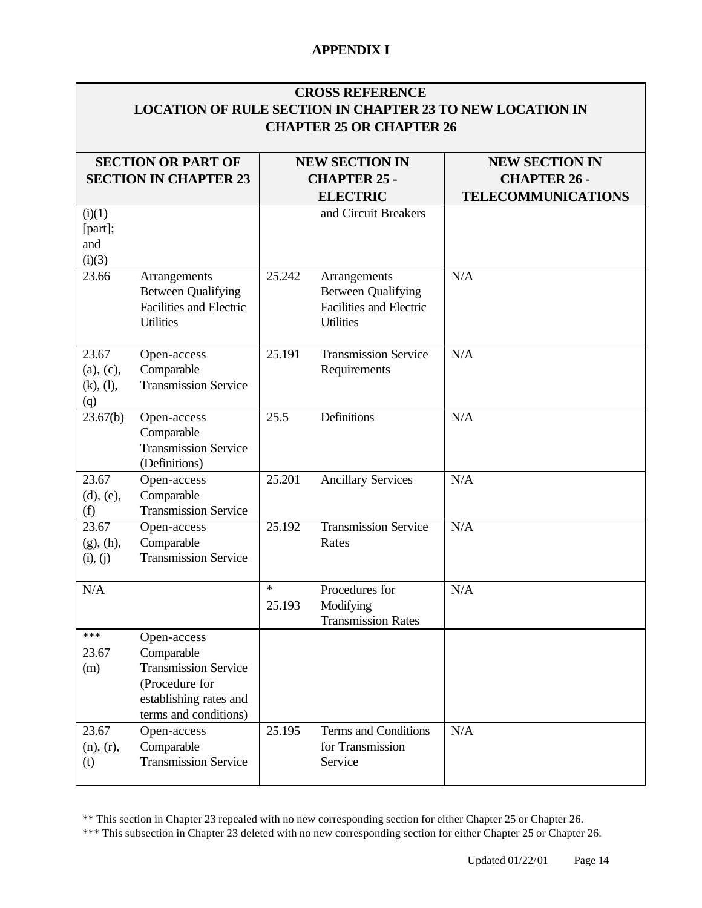**APPENDIX I**

| CROSS REFERENCE LOCATION OF RULE SECTION IN CHAPTER 23 TO NEW LOCATION IN CHAPTER 25 OR CHAPTER 26 | | | | |
|---|---|---|---|---|
| **SECTION OR PART OF SECTION IN CHAPTER 23** | | **NEW SECTION IN CHAPTER 25 - ELECTRIC** | | **NEW SECTION IN CHAPTER 26 - TELECOMMUNICATIONS** |
| (i)(1) [part]; and (i)(3) | | | and Circuit Breakers | |
| 23.66 | Arrangements Between Qualifying Facilities and Electric Utilities | 25.242 | Arrangements Between Qualifying Facilities and Electric Utilities | N/A |
| 23.67 (a), (c), (k), (l), (q) | Open-access Comparable Transmission Service | 25.191 | Transmission Service Requirements | N/A |
| 23.67(b) | Open-access Comparable Transmission Service (Definitions) | 25.5 | Definitions | N/A |
| 23.67 (d), (e), (f) | Open-access Comparable Transmission Service | 25.201 | Ancillary Services | N/A |
| 23.67 (g), (h), (i), (j) | Open-access Comparable Transmission Service | 25.192 | Transmission Service Rates | N/A |
| N/A | | * 25.193 | Procedures for Modifying Transmission Rates | N/A |
| *** 23.67 (m) | Open-access Comparable Transmission Service (Procedure for establishing rates and terms and conditions) | | | |
| 23.67 (n), (r), (t) | Open-access Comparable Transmission Service | 25.195 | Terms and Conditions for Transmission Service | N/A |

** This section in Chapter 23 repealed with no new corresponding section for either Chapter 25 or Chapter 26.

*** This subsection in Chapter 23 deleted with no new corresponding section for either Chapter 25 or Chapter 26.

Updated 01/22/01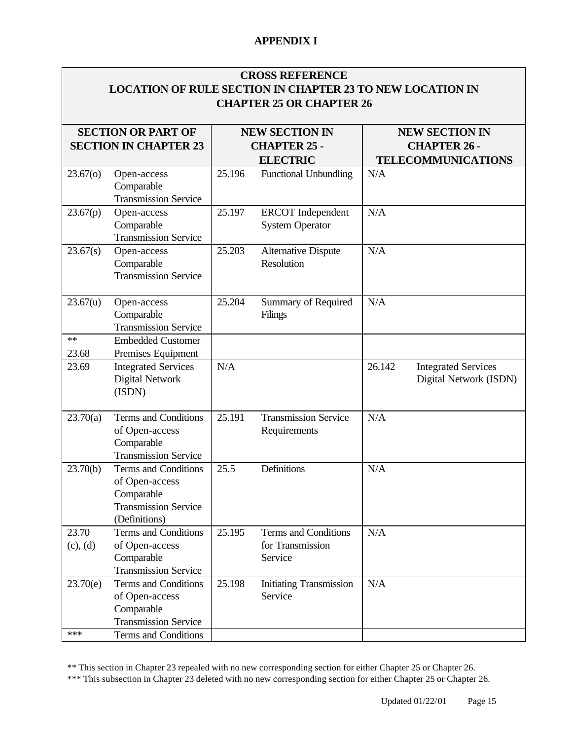# APPENDIX I

| CROSS REFERENCE<br>LOCATION OF RULE SECTION IN CHAPTER 23 TO NEW LOCATION IN CHAPTER 25 OR CHAPTER 26 | | | | | |
|---|---|---|---|---|---|
| **SECTION OR PART OF SECTION IN CHAPTER 23** | | **NEW SECTION IN CHAPTER 25 - ELECTRIC** | | **NEW SECTION IN CHAPTER 26 - TELECOMMUNICATIONS** | |
| 23.67(o) | Open-access Comparable Transmission Service | 25.196 | Functional Unbundling | N/A | |
| 23.67(p) | Open-access Comparable Transmission Service | 25.197 | ERCOT Independent System Operator | N/A | |
| 23.67(s) | Open-access Comparable Transmission Service | 25.203 | Alternative Dispute Resolution | N/A | |
| 23.67(u) | Open-access Comparable Transmission Service | 25.204 | Summary of Required Filings | N/A | |
| ** 23.68 | Embedded Customer Premises Equipment | | | | |
| 23.69 | Integrated Services Digital Network (ISDN) | N/A | | 26.142 | Integrated Services Digital Network (ISDN) |
| 23.70(a) | Terms and Conditions of Open-access Comparable Transmission Service | 25.191 | Transmission Service Requirements | N/A | |
| 23.70(b) | Terms and Conditions of Open-access Comparable Transmission Service (Definitions) | 25.5 | Definitions | N/A | |
| 23.70 (c), (d) | Terms and Conditions of Open-access Comparable Transmission Service | 25.195 | Terms and Conditions for Transmission Service | N/A | |
| 23.70(e) | Terms and Conditions of Open-access Comparable Transmission Service | 25.198 | Initiating Transmission Service | N/A | |
| *** | Terms and Conditions | | | | |

** This section in Chapter 23 repealed with no new corresponding section for either Chapter 25 or Chapter 26.

*** This subsection in Chapter 23 deleted with no new corresponding section for either Chapter 25 or Chapter 26.

Updated 01/22/01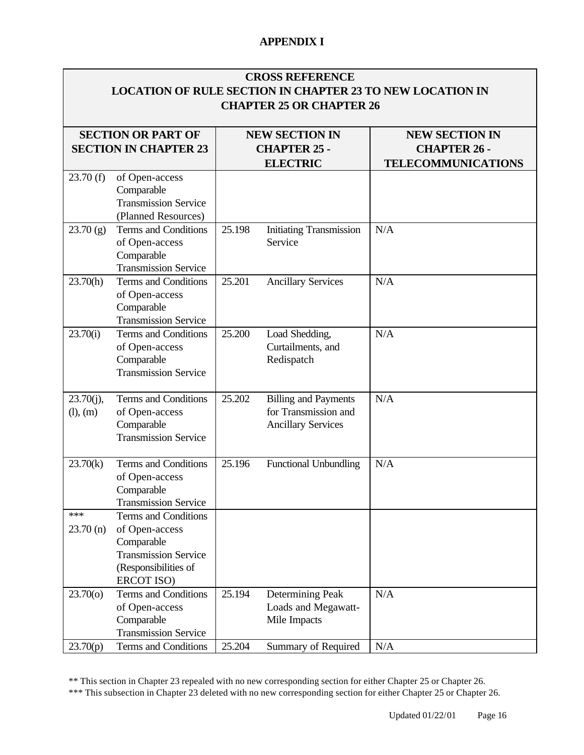## APPENDIX I

| CROSS REFERENCE LOCATION OF RULE SECTION IN CHAPTER 23 TO NEW LOCATION IN CHAPTER 25 OR CHAPTER 26 | | | | |
|---|---|---|---|---|
| **SECTION OR PART OF SECTION IN CHAPTER 23** | | **NEW SECTION IN CHAPTER 25 - ELECTRIC** | | **NEW SECTION IN CHAPTER 26 - TELECOMMUNICATIONS** |
| 23.70 (f) | of Open-access Comparable Transmission Service (Planned Resources) | | | |
| 23.70 (g) | Terms and Conditions of Open-access Comparable Transmission Service | 25.198 | Initiating Transmission Service | N/A |
| 23.70(h) | Terms and Conditions of Open-access Comparable Transmission Service | 25.201 | Ancillary Services | N/A |
| 23.70(i) | Terms and Conditions of Open-access Comparable Transmission Service | 25.200 | Load Shedding, Curtailments, and Redispatch | N/A |
| 23.70(j), (l), (m) | Terms and Conditions of Open-access Comparable Transmission Service | 25.202 | Billing and Payments for Transmission and Ancillary Services | N/A |
| 23.70(k) | Terms and Conditions of Open-access Comparable Transmission Service | 25.196 | Functional Unbundling | N/A |
| *** 23.70 (n) | Terms and Conditions of Open-access Comparable Transmission Service (Responsibilities of ERCOT ISO) | | | |
| 23.70(o) | Terms and Conditions of Open-access Comparable Transmission Service | 25.194 | Determining Peak Loads and Megawatt-Mile Impacts | N/A |
| 23.70(p) | Terms and Conditions | 25.204 | Summary of Required | N/A |

** This section in Chapter 23 repealed with no new corresponding section for either Chapter 25 or Chapter 26.
*** This subsection in Chapter 23 deleted with no new corresponding section for either Chapter 25 or Chapter 26.

Updated 01/22/01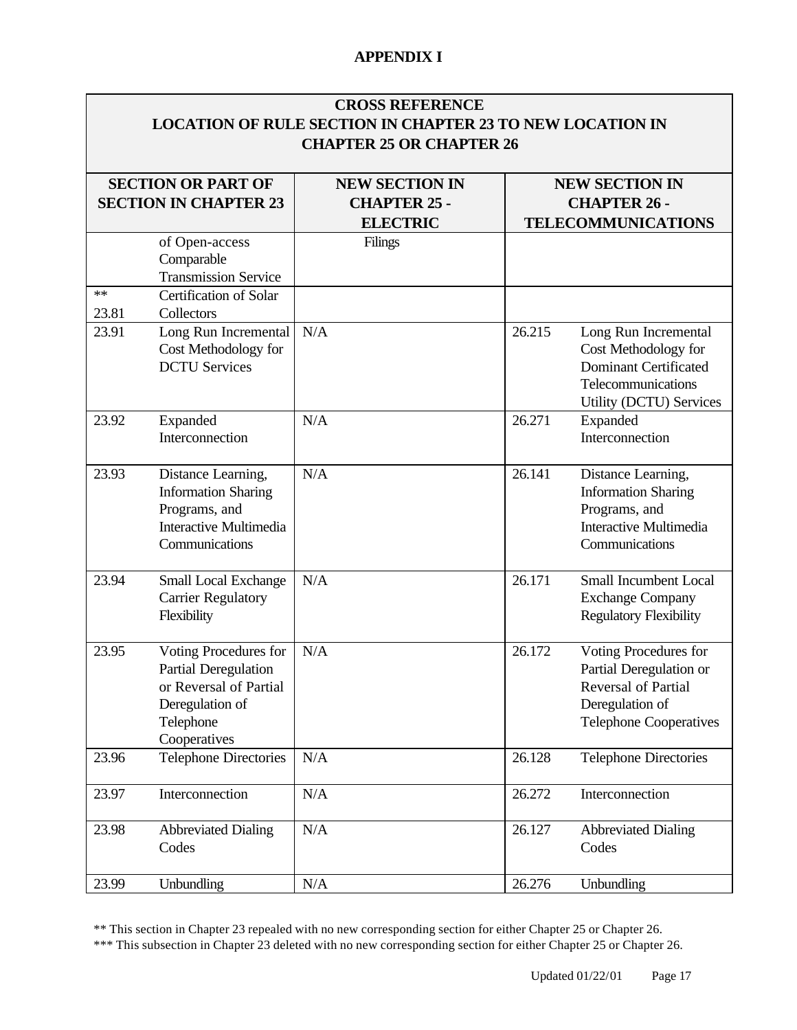**APPENDIX I**

| CROSS REFERENCE LOCATION OF RULE SECTION IN CHAPTER 23 TO NEW LOCATION IN CHAPTER 25 OR CHAPTER 26 | | | | | |
|---|---|---|---|---|---|
| **SECTION OR PART OF SECTION IN CHAPTER 23** | | **NEW SECTION IN CHAPTER 25 - ELECTRIC** | | **NEW SECTION IN CHAPTER 26 - TELECOMMUNICATIONS** | |
| | of Open-access Comparable Transmission Service | Filings | | | |
| ** 23.81 | Certification of Solar Collectors | | | | |
| 23.91 | Long Run Incremental Cost Methodology for DCTU Services | N/A | | 26.215 | Long Run Incremental Cost Methodology for Dominant Certificated Telecommunications Utility (DCTU) Services |
| 23.92 | Expanded Interconnection | N/A | | 26.271 | Expanded Interconnection |
| 23.93 | Distance Learning, Information Sharing Programs, and Interactive Multimedia Communications | N/A | | 26.141 | Distance Learning, Information Sharing Programs, and Interactive Multimedia Communications |
| 23.94 | Small Local Exchange Carrier Regulatory Flexibility | N/A | | 26.171 | Small Incumbent Local Exchange Company Regulatory Flexibility |
| 23.95 | Voting Procedures for Partial Deregulation or Reversal of Partial Deregulation of Telephone Cooperatives | N/A | | 26.172 | Voting Procedures for Partial Deregulation or Reversal of Partial Deregulation of Telephone Cooperatives |
| 23.96 | Telephone Directories | N/A | | 26.128 | Telephone Directories |
| 23.97 | Interconnection | N/A | | 26.272 | Interconnection |
| 23.98 | Abbreviated Dialing Codes | N/A | | 26.127 | Abbreviated Dialing Codes |
| 23.99 | Unbundling | N/A | | 26.276 | Unbundling |

** This section in Chapter 23 repealed with no new corresponding section for either Chapter 25 or Chapter 26.

*** This subsection in Chapter 23 deleted with no new corresponding section for either Chapter 25 or Chapter 26.

Updated 01/22/01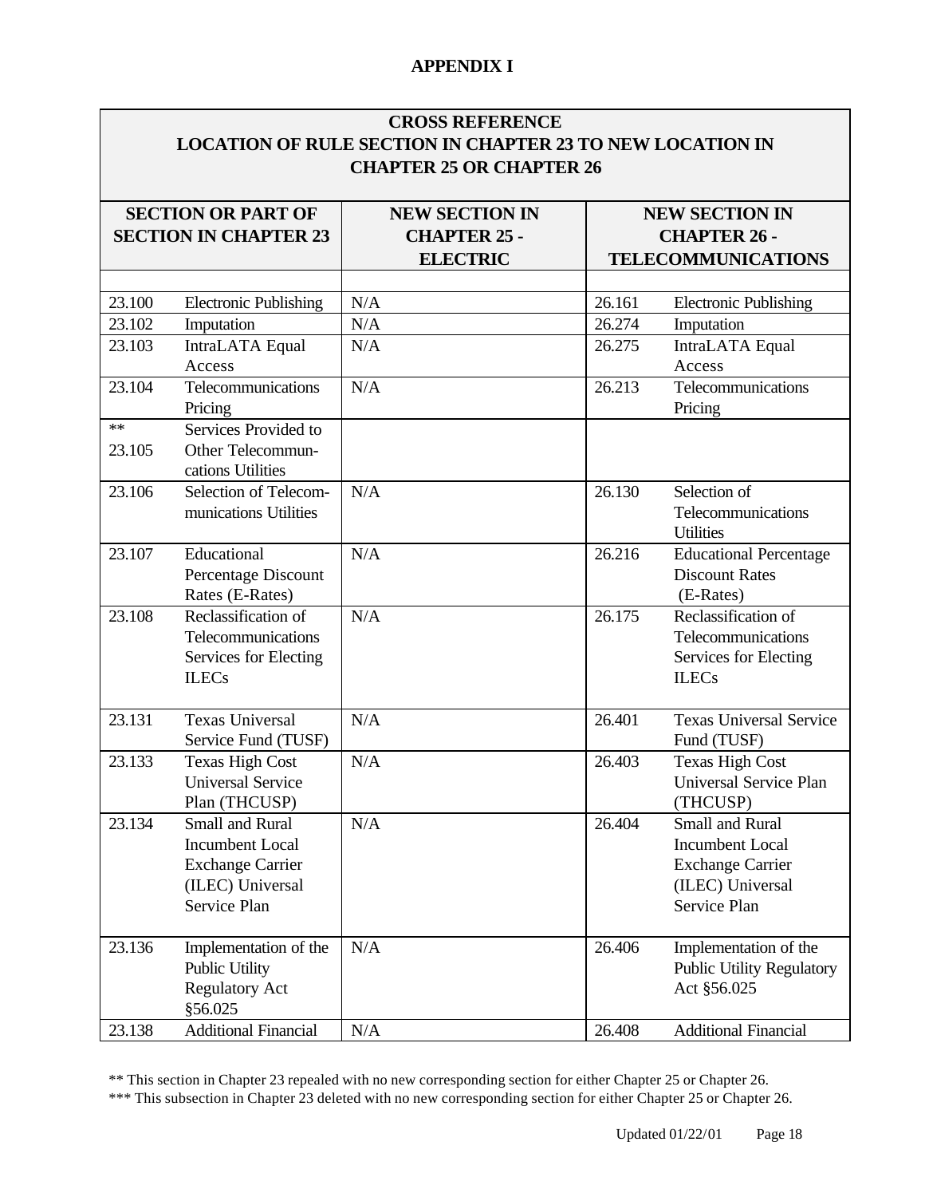## APPENDIX I

| CROSS REFERENCE<br>LOCATION OF RULE SECTION IN CHAPTER 23 TO NEW LOCATION IN CHAPTER 25 OR CHAPTER 26 | | | | |
|---|---|---|---|---|
| **SECTION OR PART OF SECTION IN CHAPTER 23** | | **NEW SECTION IN CHAPTER 25 - ELECTRIC** | **NEW SECTION IN CHAPTER 26 - TELECOMMUNICATIONS** | |
| 23.100 | Electronic Publishing | N/A | 26.161 | Electronic Publishing |
| 23.102 | Imputation | N/A | 26.274 | Imputation |
| 23.103 | IntraLATA Equal Access | N/A | 26.275 | IntraLATA Equal Access |
| 23.104 | Telecommunications Pricing | N/A | 26.213 | Telecommunications Pricing |
| ** 23.105 | Services Provided to Other Telecommunications Utilities | | | |
| 23.106 | Selection of Telecommunications Utilities | N/A | 26.130 | Selection of Telecommunications Utilities |
| 23.107 | Educational Percentage Discount Rates (E-Rates) | N/A | 26.216 | Educational Percentage Discount Rates (E-Rates) |
| 23.108 | Reclassification of Telecommunications Services for Electing ILECs | N/A | 26.175 | Reclassification of Telecommunications Services for Electing ILECs |
| 23.131 | Texas Universal Service Fund (TUSF) | N/A | 26.401 | Texas Universal Service Fund (TUSF) |
| 23.133 | Texas High Cost Universal Service Plan (THCUSP) | N/A | 26.403 | Texas High Cost Universal Service Plan (THCUSP) |
| 23.134 | Small and Rural Incumbent Local Exchange Carrier (ILEC) Universal Service Plan | N/A | 26.404 | Small and Rural Incumbent Local Exchange Carrier (ILEC) Universal Service Plan |
| 23.136 | Implementation of the Public Utility Regulatory Act §56.025 | N/A | 26.406 | Implementation of the Public Utility Regulatory Act §56.025 |
| 23.138 | Additional Financial | N/A | 26.408 | Additional Financial |

** This section in Chapter 23 repealed with no new corresponding section for either Chapter 25 or Chapter 26.

*** This subsection in Chapter 23 deleted with no new corresponding section for either Chapter 25 or Chapter 26.

Updated 01/22/01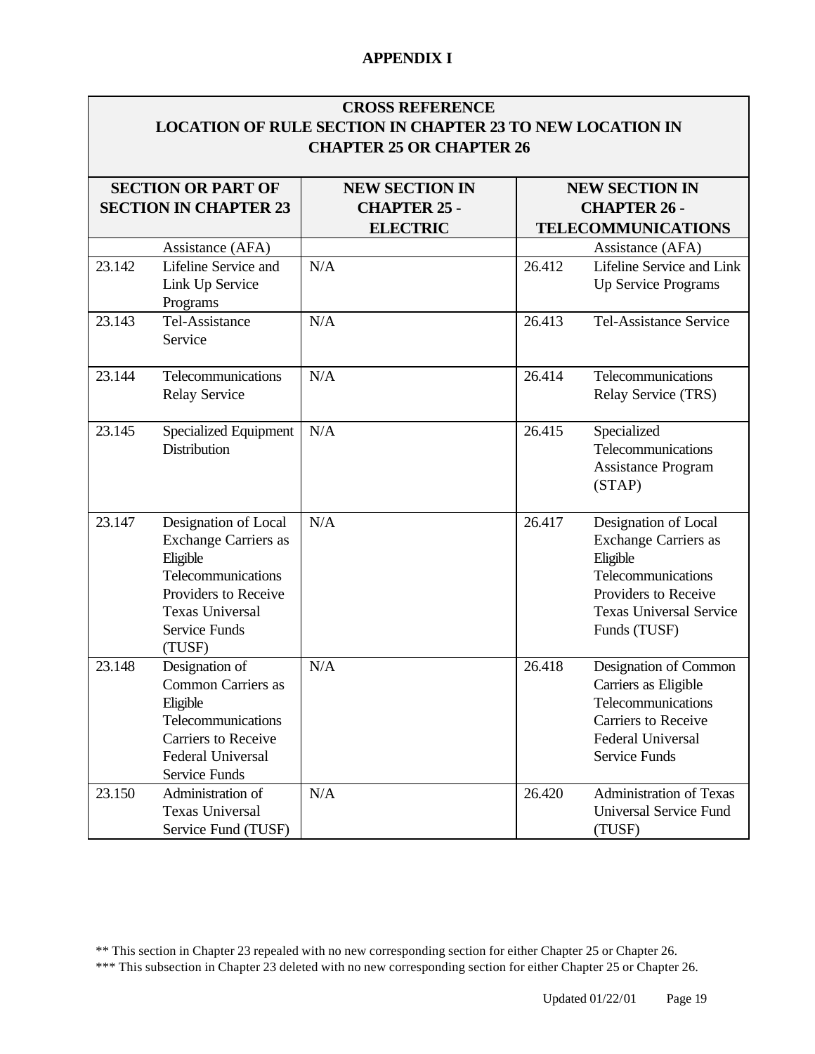**APPENDIX I**

| CROSS REFERENCE<br>LOCATION OF RULE SECTION IN CHAPTER 23 TO NEW LOCATION IN CHAPTER 25 OR CHAPTER 26 | | | | |
|---|---|---|---|---|
| **SECTION OR PART OF SECTION IN CHAPTER 23** | | **NEW SECTION IN CHAPTER 25 - ELECTRIC** | **NEW SECTION IN CHAPTER 26 - TELECOMMUNICATIONS** | |
| | Assistance (AFA) | | | Assistance (AFA) |
| 23.142 | Lifeline Service and Link Up Service Programs | N/A | 26.412 | Lifeline Service and Link Up Service Programs |
| 23.143 | Tel-Assistance Service | N/A | 26.413 | Tel-Assistance Service |
| 23.144 | Telecommunications Relay Service | N/A | 26.414 | Telecommunications Relay Service (TRS) |
| 23.145 | Specialized Equipment Distribution | N/A | 26.415 | Specialized Telecommunications Assistance Program (STAP) |
| 23.147 | Designation of Local Exchange Carriers as Eligible Telecommunications Providers to Receive Texas Universal Service Funds (TUSF) | N/A | 26.417 | Designation of Local Exchange Carriers as Eligible Telecommunications Providers to Receive Texas Universal Service Funds (TUSF) |
| 23.148 | Designation of Common Carriers as Eligible Telecommunications Carriers to Receive Federal Universal Service Funds | N/A | 26.418 | Designation of Common Carriers as Eligible Telecommunications Carriers to Receive Federal Universal Service Funds |
| 23.150 | Administration of Texas Universal Service Fund (TUSF) | N/A | 26.420 | Administration of Texas Universal Service Fund (TUSF) |

** This section in Chapter 23 repealed with no new corresponding section for either Chapter 25 or Chapter 26.

*** This subsection in Chapter 23 deleted with no new corresponding section for either Chapter 25 or Chapter 26.

Updated 01/22/01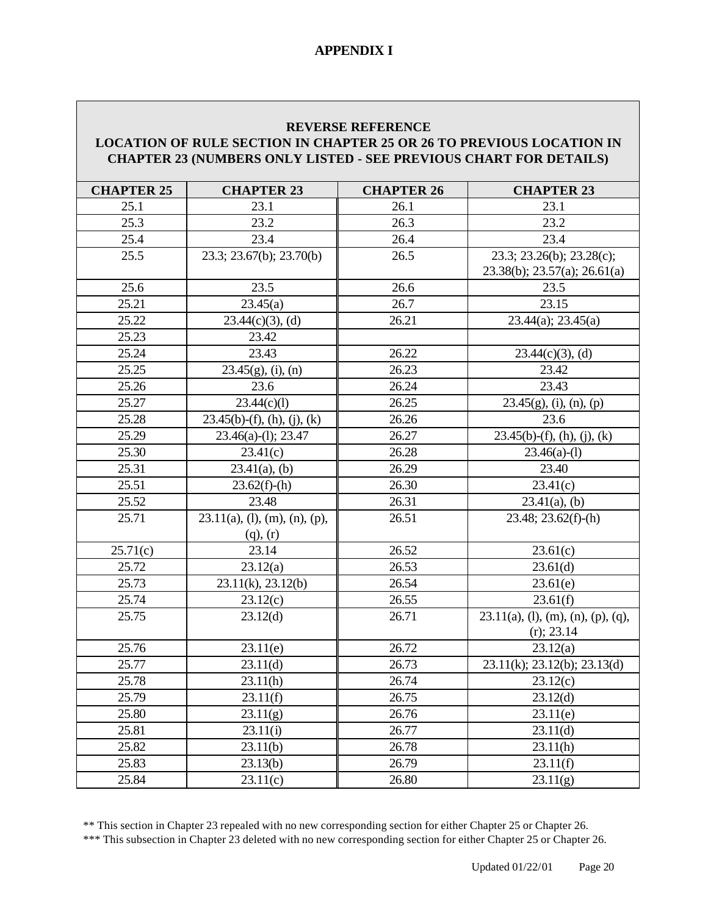# APPENDIX I

**REVERSE REFERENCE**
**LOCATION OF RULE SECTION IN CHAPTER 25 OR 26 TO PREVIOUS LOCATION IN CHAPTER 23 (NUMBERS ONLY LISTED - SEE PREVIOUS CHART FOR DETAILS)**

| CHAPTER 25 | CHAPTER 23 | CHAPTER 26 | CHAPTER 23 |
|---|---|---|---|
| 25.1 | 23.1 | 26.1 | 23.1 |
| 25.3 | 23.2 | 26.3 | 23.2 |
| 25.4 | 23.4 | 26.4 | 23.4 |
| 25.5 | 23.3; 23.67(b); 23.70(b) | 26.5 | 23.3; 23.26(b); 23.28(c); 23.38(b); 23.57(a); 26.61(a) |
| 25.6 | 23.5 | 26.6 | 23.5 |
| 25.21 | 23.45(a) | 26.7 | 23.15 |
| 25.22 | 23.44(c)(3), (d) | 26.21 | 23.44(a); 23.45(a) |
| 25.23 | 23.42 | | |
| 25.24 | 23.43 | 26.22 | 23.44(c)(3), (d) |
| 25.25 | 23.45(g), (i), (n) | 26.23 | 23.42 |
| 25.26 | 23.6 | 26.24 | 23.43 |
| 25.27 | 23.44(c)(l) | 26.25 | 23.45(g), (i), (n), (p) |
| 25.28 | 23.45(b)-(f), (h), (j), (k) | 26.26 | 23.6 |
| 25.29 | 23.46(a)-(l); 23.47 | 26.27 | 23.45(b)-(f), (h), (j), (k) |
| 25.30 | 23.41(c) | 26.28 | 23.46(a)-(l) |
| 25.31 | 23.41(a), (b) | 26.29 | 23.40 |
| 25.51 | 23.62(f)-(h) | 26.30 | 23.41(c) |
| 25.52 | 23.48 | 26.31 | 23.41(a), (b) |
| 25.71 | 23.11(a), (l), (m), (n), (p), (q), (r) | 26.51 | 23.48; 23.62(f)-(h) |
| 25.71(c) | 23.14 | 26.52 | 23.61(c) |
| 25.72 | 23.12(a) | 26.53 | 23.61(d) |
| 25.73 | 23.11(k), 23.12(b) | 26.54 | 23.61(e) |
| 25.74 | 23.12(c) | 26.55 | 23.61(f) |
| 25.75 | 23.12(d) | 26.71 | 23.11(a), (l), (m), (n), (p), (q), (r); 23.14 |
| 25.76 | 23.11(e) | 26.72 | 23.12(a) |
| 25.77 | 23.11(d) | 26.73 | 23.11(k); 23.12(b); 23.13(d) |
| 25.78 | 23.11(h) | 26.74 | 23.12(c) |
| 25.79 | 23.11(f) | 26.75 | 23.12(d) |
| 25.80 | 23.11(g) | 26.76 | 23.11(e) |
| 25.81 | 23.11(i) | 26.77 | 23.11(d) |
| 25.82 | 23.11(b) | 26.78 | 23.11(h) |
| 25.83 | 23.13(b) | 26.79 | 23.11(f) |
| 25.84 | 23.11(c) | 26.80 | 23.11(g) |

** This section in Chapter 23 repealed with no new corresponding section for either Chapter 25 or Chapter 26.

*** This subsection in Chapter 23 deleted with no new corresponding section for either Chapter 25 or Chapter 26.

Updated 01/22/01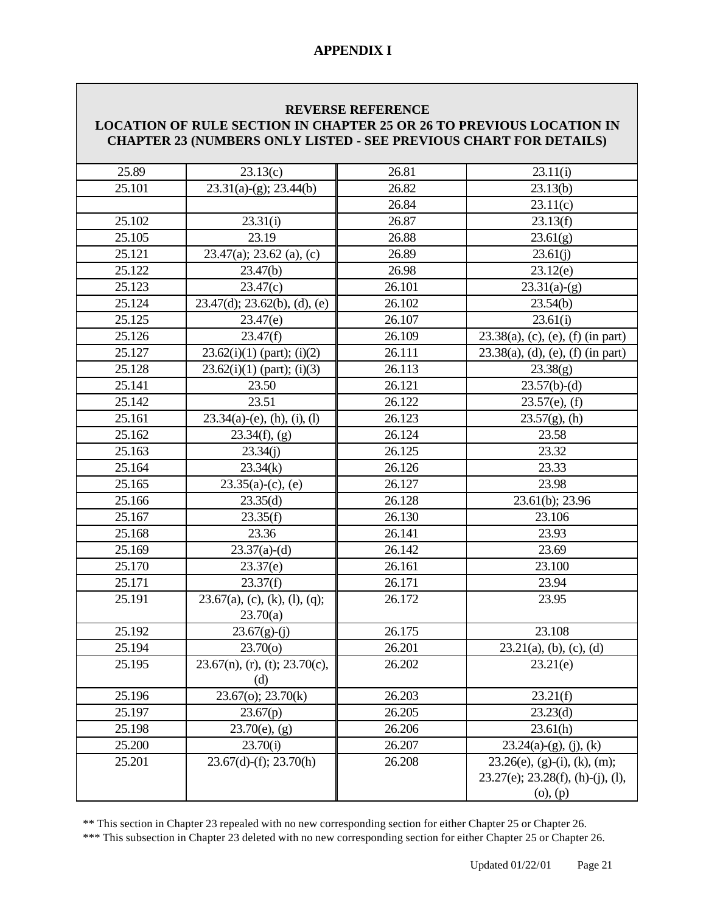## APPENDIX I

| REVERSE REFERENCE<br>LOCATION OF RULE SECTION IN CHAPTER 25 OR 26 TO PREVIOUS LOCATION IN CHAPTER 23 (NUMBERS ONLY LISTED - SEE PREVIOUS CHART FOR DETAILS) | | | |
|---|---|---|---|
| 25.89 | 23.13(c) | 26.81 | 23.11(i) |
| 25.101 | 23.31(a)-(g); 23.44(b) | 26.82 | 23.13(b) |
| | | 26.84 | 23.11(c) |
| 25.102 | 23.31(i) | 26.87 | 23.13(f) |
| 25.105 | 23.19 | 26.88 | 23.61(g) |
| 25.121 | 23.47(a); 23.62 (a), (c) | 26.89 | 23.61(j) |
| 25.122 | 23.47(b) | 26.98 | 23.12(e) |
| 25.123 | 23.47(c) | 26.101 | 23.31(a)-(g) |
| 25.124 | 23.47(d); 23.62(b), (d), (e) | 26.102 | 23.54(b) |
| 25.125 | 23.47(e) | 26.107 | 23.61(i) |
| 25.126 | 23.47(f) | 26.109 | 23.38(a), (c), (e), (f) (in part) |
| 25.127 | 23.62(i)(1) (part); (i)(2) | 26.111 | 23.38(a), (d), (e), (f) (in part) |
| 25.128 | 23.62(i)(1) (part); (i)(3) | 26.113 | 23.38(g) |
| 25.141 | 23.50 | 26.121 | 23.57(b)-(d) |
| 25.142 | 23.51 | 26.122 | 23.57(e), (f) |
| 25.161 | 23.34(a)-(e), (h), (i), (l) | 26.123 | 23.57(g), (h) |
| 25.162 | 23.34(f), (g) | 26.124 | 23.58 |
| 25.163 | 23.34(j) | 26.125 | 23.32 |
| 25.164 | 23.34(k) | 26.126 | 23.33 |
| 25.165 | 23.35(a)-(c), (e) | 26.127 | 23.98 |
| 25.166 | 23.35(d) | 26.128 | 23.61(b); 23.96 |
| 25.167 | 23.35(f) | 26.130 | 23.106 |
| 25.168 | 23.36 | 26.141 | 23.93 |
| 25.169 | 23.37(a)-(d) | 26.142 | 23.69 |
| 25.170 | 23.37(e) | 26.161 | 23.100 |
| 25.171 | 23.37(f) | 26.171 | 23.94 |
| 25.191 | 23.67(a), (c), (k), (l), (q); 23.70(a) | 26.172 | 23.95 |
| 25.192 | 23.67(g)-(j) | 26.175 | 23.108 |
| 25.194 | 23.70(o) | 26.201 | 23.21(a), (b), (c), (d) |
| 25.195 | 23.67(n), (r), (t); 23.70(c), (d) | 26.202 | 23.21(e) |
| 25.196 | 23.67(o); 23.70(k) | 26.203 | 23.21(f) |
| 25.197 | 23.67(p) | 26.205 | 23.23(d) |
| 25.198 | 23.70(e), (g) | 26.206 | 23.61(h) |
| 25.200 | 23.70(i) | 26.207 | 23.24(a)-(g), (j), (k) |
| 25.201 | 23.67(d)-(f); 23.70(h) | 26.208 | 23.26(e), (g)-(i), (k), (m); 23.27(e); 23.28(f), (h)-(j), (l), (o), (p) |

** This section in Chapter 23 repealed with no new corresponding section for either Chapter 25 or Chapter 26.

*** This subsection in Chapter 23 deleted with no new corresponding section for either Chapter 25 or Chapter 26.

Updated 01/22/01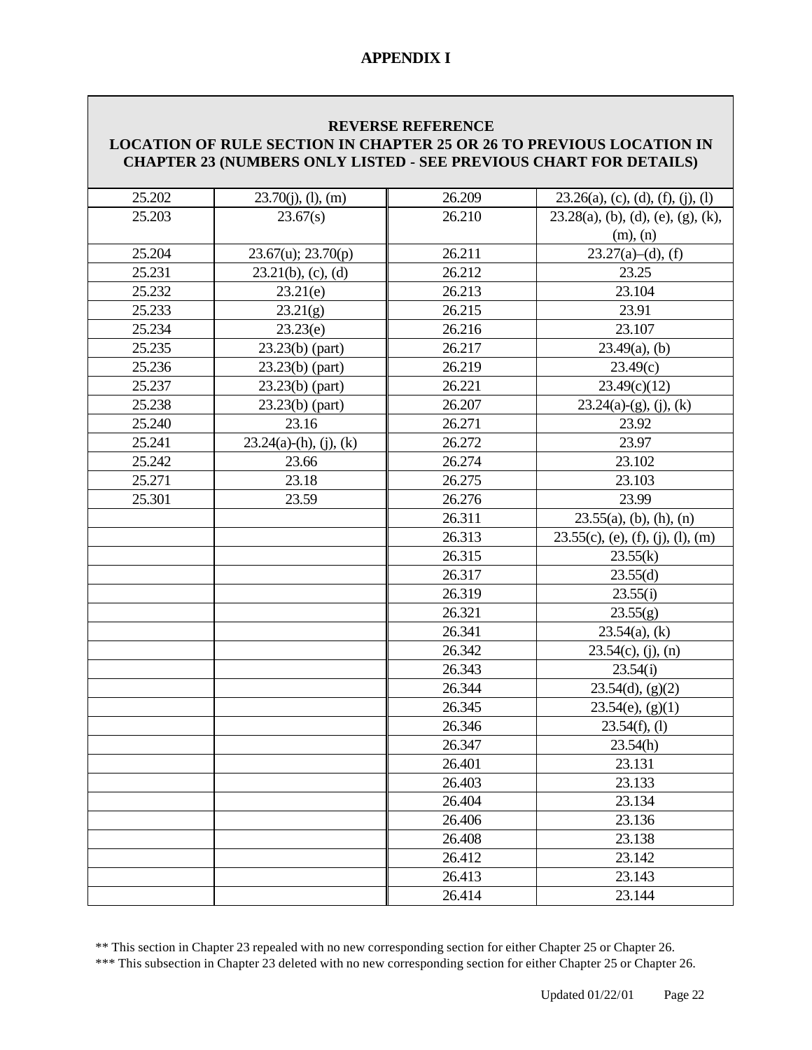## APPENDIX I

| REVERSE REFERENCE<br>LOCATION OF RULE SECTION IN CHAPTER 25 OR 26 TO PREVIOUS LOCATION IN CHAPTER 23 (NUMBERS ONLY LISTED - SEE PREVIOUS CHART FOR DETAILS) | | | |
|---|---|---|---|
| 25.202 | 23.70(j), (l), (m) | 26.209 | 23.26(a), (c), (d), (f), (j), (l) |
| 25.203 | 23.67(s) | 26.210 | 23.28(a), (b), (d), (e), (g), (k), (m), (n) |
| 25.204 | 23.67(u); 23.70(p) | 26.211 | 23.27(a)–(d), (f) |
| 25.231 | 23.21(b), (c), (d) | 26.212 | 23.25 |
| 25.232 | 23.21(e) | 26.213 | 23.104 |
| 25.233 | 23.21(g) | 26.215 | 23.91 |
| 25.234 | 23.23(e) | 26.216 | 23.107 |
| 25.235 | 23.23(b) (part) | 26.217 | 23.49(a), (b) |
| 25.236 | 23.23(b) (part) | 26.219 | 23.49(c) |
| 25.237 | 23.23(b) (part) | 26.221 | 23.49(c)(12) |
| 25.238 | 23.23(b) (part) | 26.207 | 23.24(a)-(g), (j), (k) |
| 25.240 | 23.16 | 26.271 | 23.92 |
| 25.241 | 23.24(a)-(h), (j), (k) | 26.272 | 23.97 |
| 25.242 | 23.66 | 26.274 | 23.102 |
| 25.271 | 23.18 | 26.275 | 23.103 |
| 25.301 | 23.59 | 26.276 | 23.99 |
| | | 26.311 | 23.55(a), (b), (h), (n) |
| | | 26.313 | 23.55(c), (e), (f), (j), (l), (m) |
| | | 26.315 | 23.55(k) |
| | | 26.317 | 23.55(d) |
| | | 26.319 | 23.55(i) |
| | | 26.321 | 23.55(g) |
| | | 26.341 | 23.54(a), (k) |
| | | 26.342 | 23.54(c), (j), (n) |
| | | 26.343 | 23.54(i) |
| | | 26.344 | 23.54(d), (g)(2) |
| | | 26.345 | 23.54(e), (g)(1) |
| | | 26.346 | 23.54(f), (l) |
| | | 26.347 | 23.54(h) |
| | | 26.401 | 23.131 |
| | | 26.403 | 23.133 |
| | | 26.404 | 23.134 |
| | | 26.406 | 23.136 |
| | | 26.408 | 23.138 |
| | | 26.412 | 23.142 |
| | | 26.413 | 23.143 |
| | | 26.414 | 23.144 |

** This section in Chapter 23 repealed with no new corresponding section for either Chapter 25 or Chapter 26.

*** This subsection in Chapter 23 deleted with no new corresponding section for either Chapter 25 or Chapter 26.

Updated 01/22/01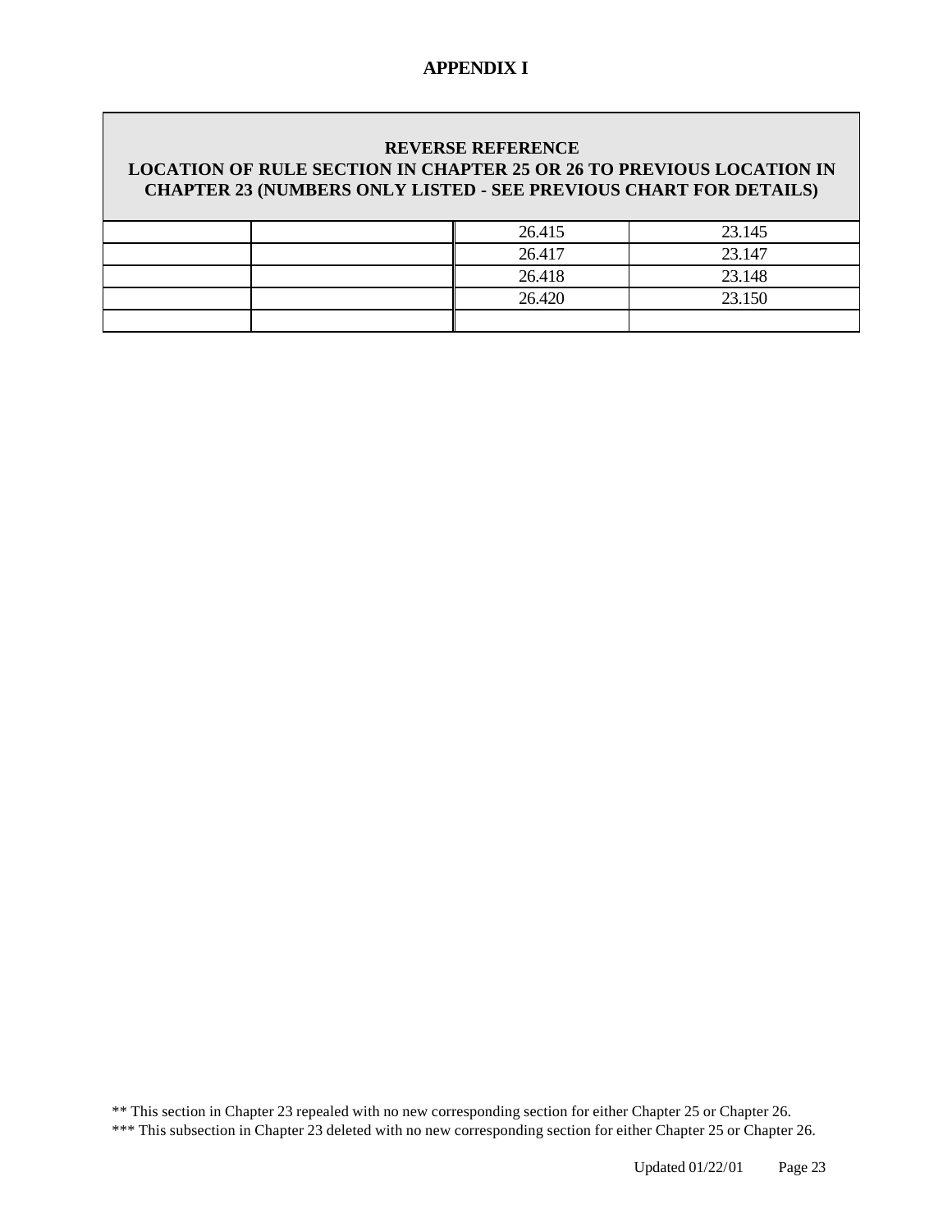## APPENDIX I

| REVERSE REFERENCE LOCATION OF RULE SECTION IN CHAPTER 25 OR 26 TO PREVIOUS LOCATION IN CHAPTER 23 (NUMBERS ONLY LISTED - SEE PREVIOUS CHART FOR DETAILS) | | | |
|---|---|---|---|
| | | 26.415 | 23.145 |
| | | 26.417 | 23.147 |
| | | 26.418 | 23.148 |
| | | 26.420 | 23.150 |
| | | | |

** This section in Chapter 23 repealed with no new corresponding section for either Chapter 25 or Chapter 26.

*** This subsection in Chapter 23 deleted with no new corresponding section for either Chapter 25 or Chapter 26.

Updated 01/22/01